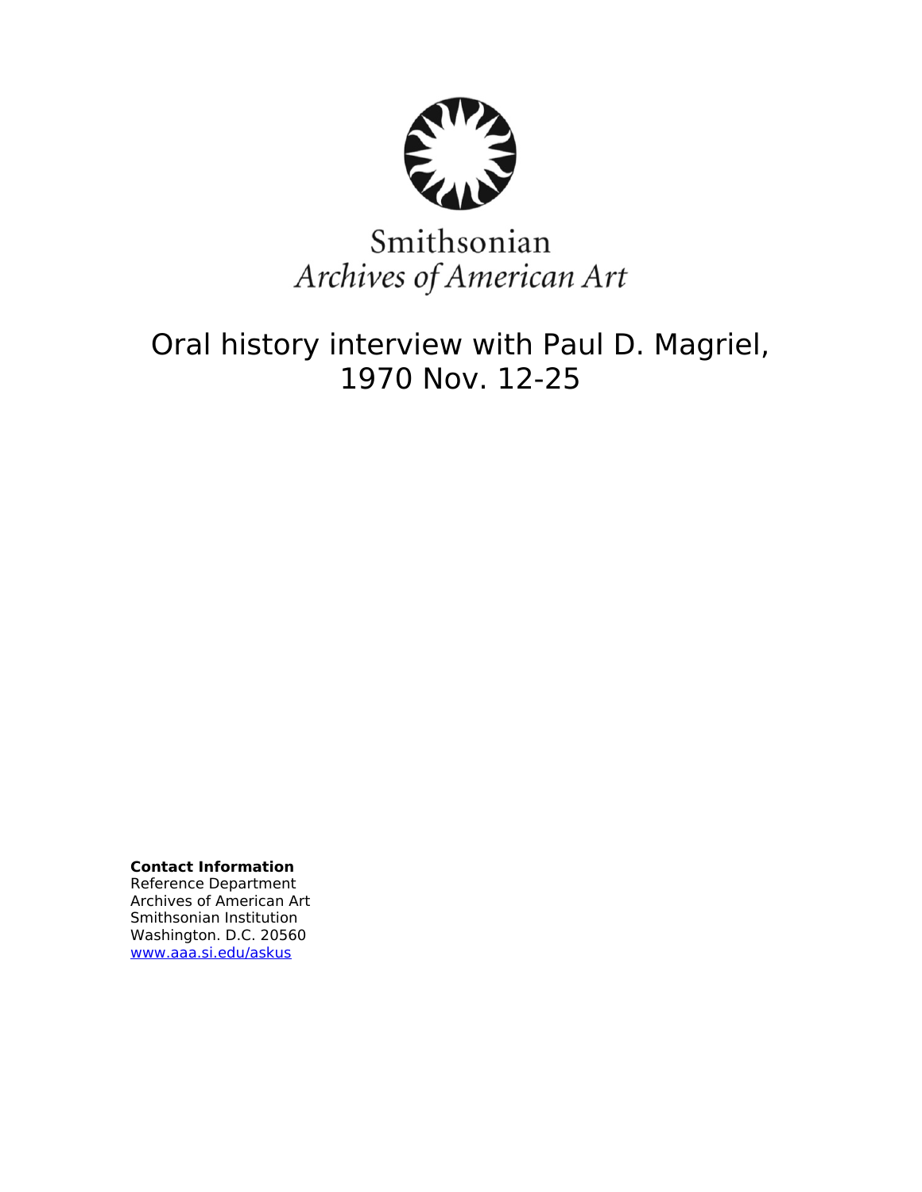Smithsonian
*Archives of American Art*

# Oral history interview with Paul D. Magriel, 1970 Nov. 12-25

**Contact Information**
Reference Department
Archives of American Art
Smithsonian Institution
Washington. D.C. 20560
www.aaa.si.edu/askus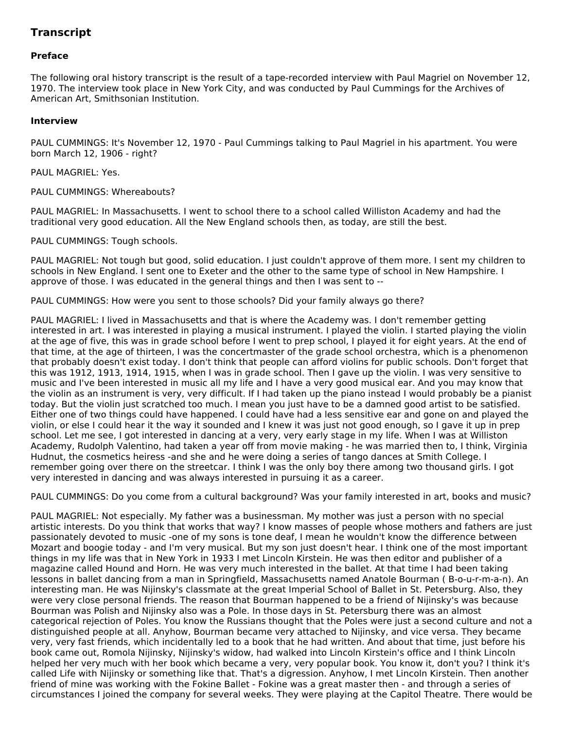## Transcript

### Preface

The following oral history transcript is the result of a tape-recorded interview with Paul Magriel on November 12, 1970. The interview took place in New York City, and was conducted by Paul Cummings for the Archives of American Art, Smithsonian Institution.

### Interview

PAUL CUMMINGS: It's November 12, 1970 - Paul Cummings talking to Paul Magriel in his apartment. You were born March 12, 1906 - right?

PAUL MAGRIEL: Yes.

PAUL CUMMINGS: Whereabouts?

PAUL MAGRIEL: In Massachusetts. I went to school there to a school called Williston Academy and had the traditional very good education. All the New England schools then, as today, are still the best.

PAUL CUMMINGS: Tough schools.

PAUL MAGRIEL: Not tough but good, solid education. I just couldn't approve of them more. I sent my children to schools in New England. I sent one to Exeter and the other to the same type of school in New Hampshire. I approve of those. I was educated in the general things and then I was sent to --

PAUL CUMMINGS: How were you sent to those schools? Did your family always go there?

PAUL MAGRIEL: I lived in Massachusetts and that is where the Academy was. I don't remember getting interested in art. I was interested in playing a musical instrument. I played the violin. I started playing the violin at the age of five, this was in grade school before I went to prep school, I played it for eight years. At the end of that time, at the age of thirteen, I was the concertmaster of the grade school orchestra, which is a phenomenon that probably doesn't exist today. I don't think that people can afford violins for public schools. Don't forget that this was 1912, 1913, 1914, 1915, when I was in grade school. Then I gave up the violin. I was very sensitive to music and I've been interested in music all my life and I have a very good musical ear. And you may know that the violin as an instrument is very, very difficult. If I had taken up the piano instead I would probably be a pianist today. But the violin just scratched too much. I mean you just have to be a damned good artist to be satisfied. Either one of two things could have happened. I could have had a less sensitive ear and gone on and played the violin, or else I could hear it the way it sounded and I knew it was just not good enough, so I gave it up in prep school. Let me see, I got interested in dancing at a very, very early stage in my life. When I was at Williston Academy, Rudolph Valentino, had taken a year off from movie making - he was married then to, I think, Virginia Hudnut, the cosmetics heiress -and she and he were doing a series of tango dances at Smith College. I remember going over there on the streetcar. I think I was the only boy there among two thousand girls. I got very interested in dancing and was always interested in pursuing it as a career.

PAUL CUMMINGS: Do you come from a cultural background? Was your family interested in art, books and music?

PAUL MAGRIEL: Not especially. My father was a businessman. My mother was just a person with no special artistic interests. Do you think that works that way? I know masses of people whose mothers and fathers are just passionately devoted to music -one of my sons is tone deaf, I mean he wouldn't know the difference between Mozart and boogie today - and I'm very musical. But my son just doesn't hear. I think one of the most important things in my life was that in New York in 1933 I met Lincoln Kirstein. He was then editor and publisher of a magazine called Hound and Horn. He was very much interested in the ballet. At that time I had been taking lessons in ballet dancing from a man in Springfield, Massachusetts named Anatole Bourman ( B-o-u-r-m-a-n). An interesting man. He was Nijinsky's classmate at the great Imperial School of Ballet in St. Petersburg. Also, they were very close personal friends. The reason that Bourman happened to be a friend of Nijinsky's was because Bourman was Polish and Nijinsky also was a Pole. In those days in St. Petersburg there was an almost categorical rejection of Poles. You know the Russians thought that the Poles were just a second culture and not a distinguished people at all. Anyhow, Bourman became very attached to Nijinsky, and vice versa. They became very, very fast friends, which incidentally led to a book that he had written. And about that time, just before his book came out, Romola Nijinsky, Nijinsky's widow, had walked into Lincoln Kirstein's office and I think Lincoln helped her very much with her book which became a very, very popular book. You know it, don't you? I think it's called Life with Nijinsky or something like that. That's a digression. Anyhow, I met Lincoln Kirstein. Then another friend of mine was working with the Fokine Ballet - Fokine was a great master then - and through a series of circumstances I joined the company for several weeks. They were playing at the Capitol Theatre. There would be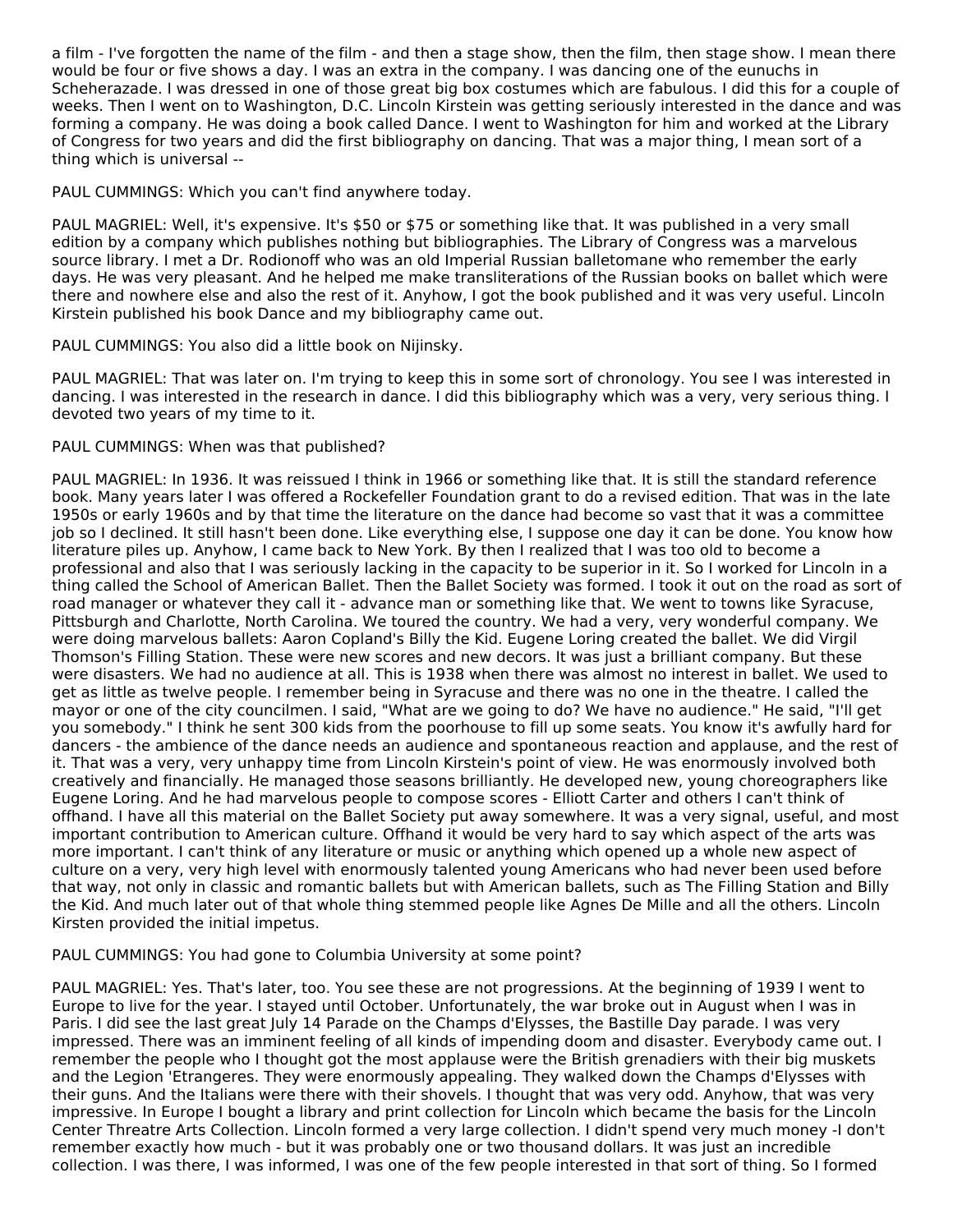a film - I've forgotten the name of the film - and then a stage show, then the film, then stage show. I mean there would be four or five shows a day. I was an extra in the company. I was dancing one of the eunuchs in Scheherazade. I was dressed in one of those great big box costumes which are fabulous. I did this for a couple of weeks. Then I went on to Washington, D.C. Lincoln Kirstein was getting seriously interested in the dance and was forming a company. He was doing a book called Dance. I went to Washington for him and worked at the Library of Congress for two years and did the first bibliography on dancing. That was a major thing, I mean sort of a thing which is universal --

PAUL CUMMINGS: Which you can't find anywhere today.

PAUL MAGRIEL: Well, it's expensive. It's $50 or $75 or something like that. It was published in a very small edition by a company which publishes nothing but bibliographies. The Library of Congress was a marvelous source library. I met a Dr. Rodionoff who was an old Imperial Russian balletomane who remember the early days. He was very pleasant. And he helped me make transliterations of the Russian books on ballet which were there and nowhere else and also the rest of it. Anyhow, I got the book published and it was very useful. Lincoln Kirstein published his book Dance and my bibliography came out.

PAUL CUMMINGS: You also did a little book on Nijinsky.

PAUL MAGRIEL: That was later on. I'm trying to keep this in some sort of chronology. You see I was interested in dancing. I was interested in the research in dance. I did this bibliography which was a very, very serious thing. I devoted two years of my time to it.

PAUL CUMMINGS: When was that published?

PAUL MAGRIEL: In 1936. It was reissued I think in 1966 or something like that. It is still the standard reference book. Many years later I was offered a Rockefeller Foundation grant to do a revised edition. That was in the late 1950s or early 1960s and by that time the literature on the dance had become so vast that it was a committee job so I declined. It still hasn't been done. Like everything else, I suppose one day it can be done. You know how literature piles up. Anyhow, I came back to New York. By then I realized that I was too old to become a professional and also that I was seriously lacking in the capacity to be superior in it. So I worked for Lincoln in a thing called the School of American Ballet. Then the Ballet Society was formed. I took it out on the road as sort of road manager or whatever they call it - advance man or something like that. We went to towns like Syracuse, Pittsburgh and Charlotte, North Carolina. We toured the country. We had a very, very wonderful company. We were doing marvelous ballets: Aaron Copland's Billy the Kid. Eugene Loring created the ballet. We did Virgil Thomson's Filling Station. These were new scores and new decors. It was just a brilliant company. But these were disasters. We had no audience at all. This is 1938 when there was almost no interest in ballet. We used to get as little as twelve people. I remember being in Syracuse and there was no one in the theatre. I called the mayor or one of the city councilmen. I said, "What are we going to do? We have no audience." He said, "I'll get you somebody." I think he sent 300 kids from the poorhouse to fill up some seats. You know it's awfully hard for dancers - the ambience of the dance needs an audience and spontaneous reaction and applause, and the rest of it. That was a very, very unhappy time from Lincoln Kirstein's point of view. He was enormously involved both creatively and financially. He managed those seasons brilliantly. He developed new, young choreographers like Eugene Loring. And he had marvelous people to compose scores - Elliott Carter and others I can't think of offhand. I have all this material on the Ballet Society put away somewhere. It was a very signal, useful, and most important contribution to American culture. Offhand it would be very hard to say which aspect of the arts was more important. I can't think of any literature or music or anything which opened up a whole new aspect of culture on a very, very high level with enormously talented young Americans who had never been used before that way, not only in classic and romantic ballets but with American ballets, such as The Filling Station and Billy the Kid. And much later out of that whole thing stemmed people like Agnes De Mille and all the others. Lincoln Kirsten provided the initial impetus.

PAUL CUMMINGS: You had gone to Columbia University at some point?

PAUL MAGRIEL: Yes. That's later, too. You see these are not progressions. At the beginning of 1939 I went to Europe to live for the year. I stayed until October. Unfortunately, the war broke out in August when I was in Paris. I did see the last great July 14 Parade on the Champs d'Elysses, the Bastille Day parade. I was very impressed. There was an imminent feeling of all kinds of impending doom and disaster. Everybody came out. I remember the people who I thought got the most applause were the British grenadiers with their big muskets and the Legion 'Etrangeres. They were enormously appealing. They walked down the Champs d'Elysses with their guns. And the Italians were there with their shovels. I thought that was very odd. Anyhow, that was very impressive. In Europe I bought a library and print collection for Lincoln which became the basis for the Lincoln Center Threatre Arts Collection. Lincoln formed a very large collection. I didn't spend very much money -I don't remember exactly how much - but it was probably one or two thousand dollars. It was just an incredible collection. I was there, I was informed, I was one of the few people interested in that sort of thing. So I formed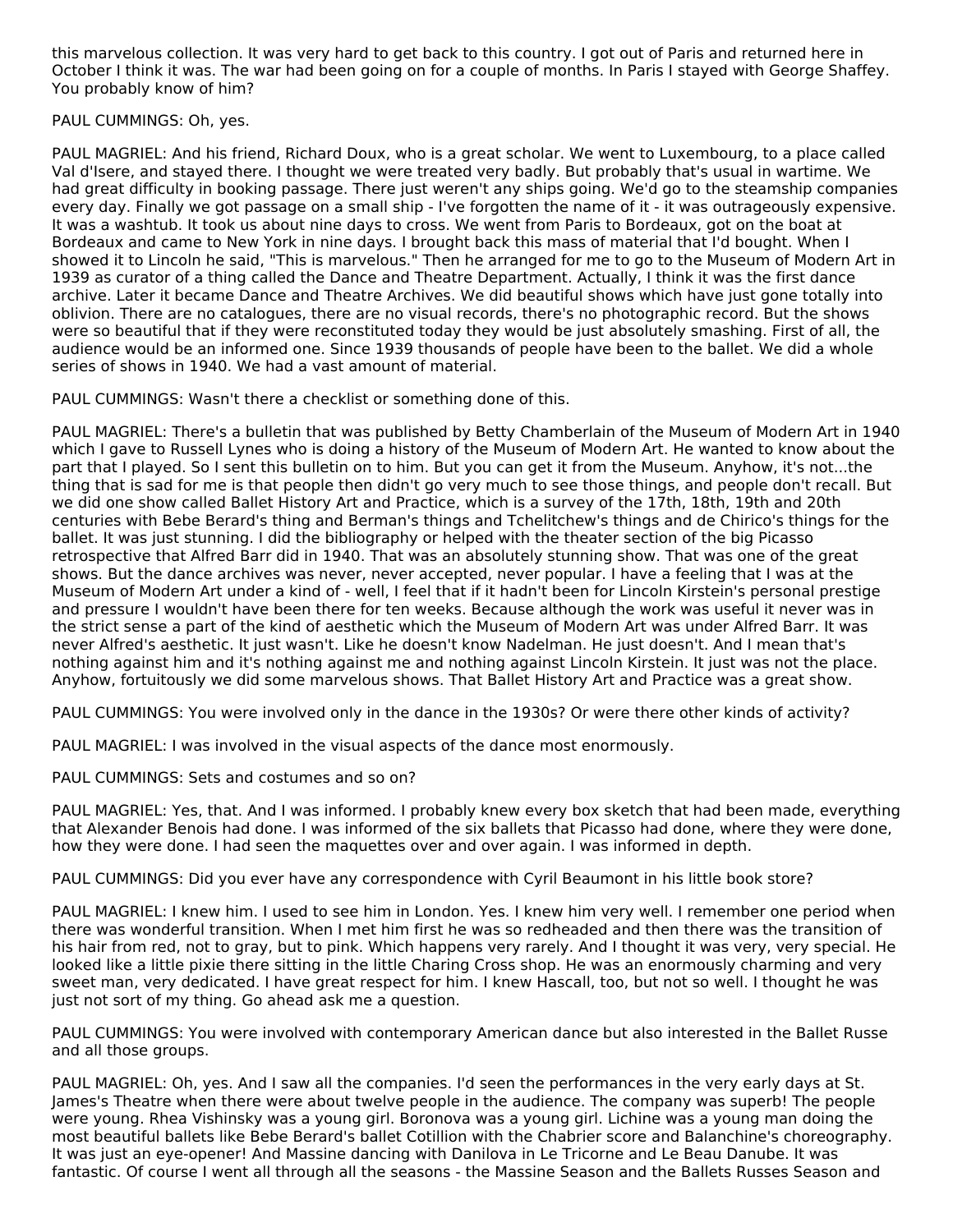this marvelous collection. It was very hard to get back to this country. I got out of Paris and returned here in October I think it was. The war had been going on for a couple of months. In Paris I stayed with George Shaffey. You probably know of him?

PAUL CUMMINGS: Oh, yes.

PAUL MAGRIEL: And his friend, Richard Doux, who is a great scholar. We went to Luxembourg, to a place called Val d'Isere, and stayed there. I thought we were treated very badly. But probably that's usual in wartime. We had great difficulty in booking passage. There just weren't any ships going. We'd go to the steamship companies every day. Finally we got passage on a small ship - I've forgotten the name of it - it was outrageously expensive. It was a washtub. It took us about nine days to cross. We went from Paris to Bordeaux, got on the boat at Bordeaux and came to New York in nine days. I brought back this mass of material that I'd bought. When I showed it to Lincoln he said, "This is marvelous." Then he arranged for me to go to the Museum of Modern Art in 1939 as curator of a thing called the Dance and Theatre Department. Actually, I think it was the first dance archive. Later it became Dance and Theatre Archives. We did beautiful shows which have just gone totally into oblivion. There are no catalogues, there are no visual records, there's no photographic record. But the shows were so beautiful that if they were reconstituted today they would be just absolutely smashing. First of all, the audience would be an informed one. Since 1939 thousands of people have been to the ballet. We did a whole series of shows in 1940. We had a vast amount of material.

PAUL CUMMINGS: Wasn't there a checklist or something done of this.

PAUL MAGRIEL: There's a bulletin that was published by Betty Chamberlain of the Museum of Modern Art in 1940 which I gave to Russell Lynes who is doing a history of the Museum of Modern Art. He wanted to know about the part that I played. So I sent this bulletin on to him. But you can get it from the Museum. Anyhow, it's not...the thing that is sad for me is that people then didn't go very much to see those things, and people don't recall. But we did one show called Ballet History Art and Practice, which is a survey of the 17th, 18th, 19th and 20th centuries with Bebe Berard's thing and Berman's things and Tchelitchew's things and de Chirico's things for the ballet. It was just stunning. I did the bibliography or helped with the theater section of the big Picasso retrospective that Alfred Barr did in 1940. That was an absolutely stunning show. That was one of the great shows. But the dance archives was never, never accepted, never popular. I have a feeling that I was at the Museum of Modern Art under a kind of - well, I feel that if it hadn't been for Lincoln Kirstein's personal prestige and pressure I wouldn't have been there for ten weeks. Because although the work was useful it never was in the strict sense a part of the kind of aesthetic which the Museum of Modern Art was under Alfred Barr. It was never Alfred's aesthetic. It just wasn't. Like he doesn't know Nadelman. He just doesn't. And I mean that's nothing against him and it's nothing against me and nothing against Lincoln Kirstein. It just was not the place. Anyhow, fortuitously we did some marvelous shows. That Ballet History Art and Practice was a great show.

PAUL CUMMINGS: You were involved only in the dance in the 1930s? Or were there other kinds of activity?

PAUL MAGRIEL: I was involved in the visual aspects of the dance most enormously.

PAUL CUMMINGS: Sets and costumes and so on?

PAUL MAGRIEL: Yes, that. And I was informed. I probably knew every box sketch that had been made, everything that Alexander Benois had done. I was informed of the six ballets that Picasso had done, where they were done, how they were done. I had seen the maquettes over and over again. I was informed in depth.

PAUL CUMMINGS: Did you ever have any correspondence with Cyril Beaumont in his little book store?

PAUL MAGRIEL: I knew him. I used to see him in London. Yes. I knew him very well. I remember one period when there was wonderful transition. When I met him first he was so redheaded and then there was the transition of his hair from red, not to gray, but to pink. Which happens very rarely. And I thought it was very, very special. He looked like a little pixie there sitting in the little Charing Cross shop. He was an enormously charming and very sweet man, very dedicated. I have great respect for him. I knew Hascall, too, but not so well. I thought he was just not sort of my thing. Go ahead ask me a question.

PAUL CUMMINGS: You were involved with contemporary American dance but also interested in the Ballet Russe and all those groups.

PAUL MAGRIEL: Oh, yes. And I saw all the companies. I'd seen the performances in the very early days at St. James's Theatre when there were about twelve people in the audience. The company was superb! The people were young. Rhea Vishinsky was a young girl. Boronova was a young girl. Lichine was a young man doing the most beautiful ballets like Bebe Berard's ballet Cotillion with the Chabrier score and Balanchine's choreography. It was just an eye-opener! And Massine dancing with Danilova in Le Tricorne and Le Beau Danube. It was fantastic. Of course I went all through all the seasons - the Massine Season and the Ballets Russes Season and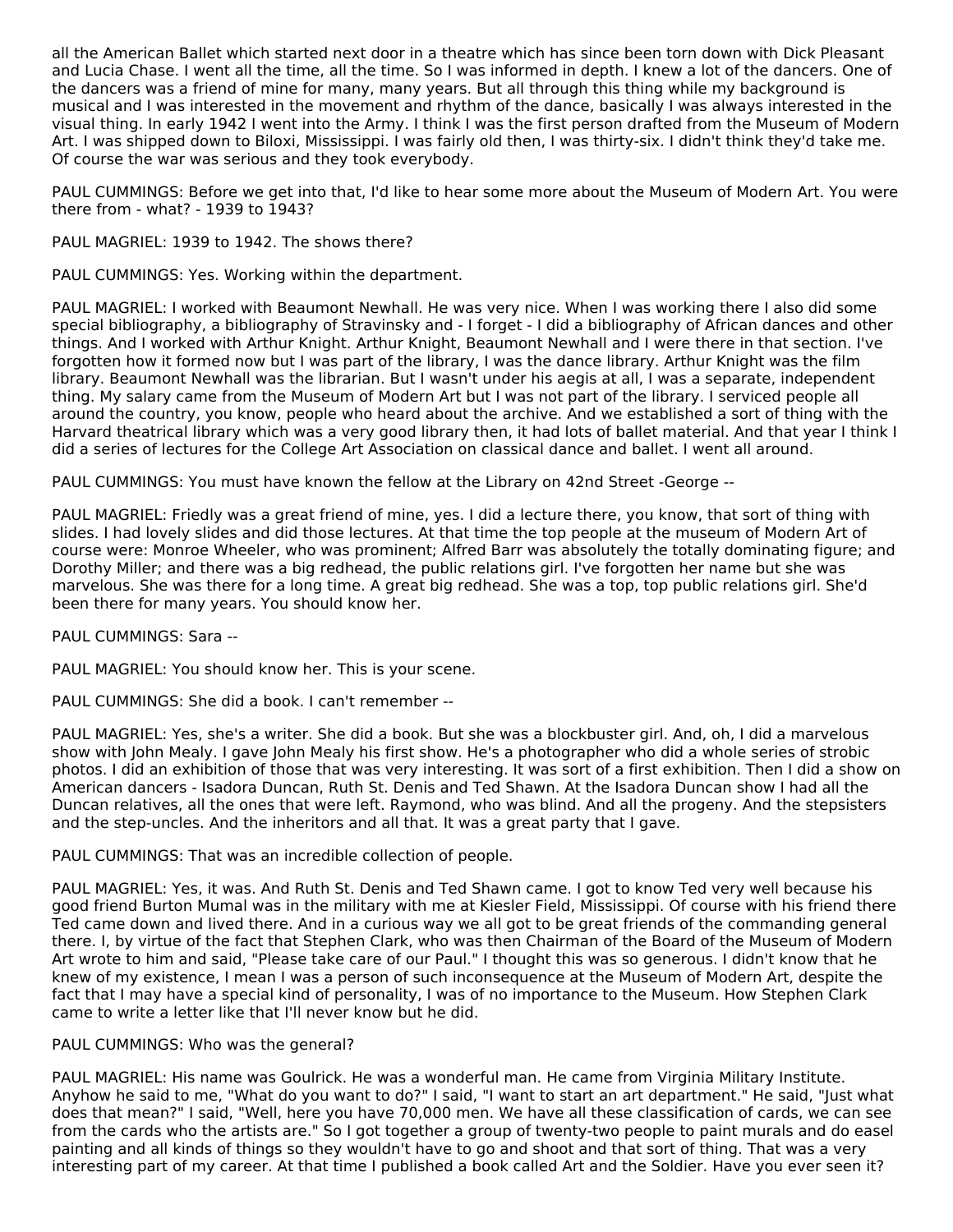all the American Ballet which started next door in a theatre which has since been torn down with Dick Pleasant and Lucia Chase. I went all the time, all the time. So I was informed in depth. I knew a lot of the dancers. One of the dancers was a friend of mine for many, many years. But all through this thing while my background is musical and I was interested in the movement and rhythm of the dance, basically I was always interested in the visual thing. In early 1942 I went into the Army. I think I was the first person drafted from the Museum of Modern Art. I was shipped down to Biloxi, Mississippi. I was fairly old then, I was thirty-six. I didn't think they'd take me. Of course the war was serious and they took everybody.

PAUL CUMMINGS: Before we get into that, I'd like to hear some more about the Museum of Modern Art. You were there from - what? - 1939 to 1943?

PAUL MAGRIEL: 1939 to 1942. The shows there?

PAUL CUMMINGS: Yes. Working within the department.

PAUL MAGRIEL: I worked with Beaumont Newhall. He was very nice. When I was working there I also did some special bibliography, a bibliography of Stravinsky and - I forget - I did a bibliography of African dances and other things. And I worked with Arthur Knight. Arthur Knight, Beaumont Newhall and I were there in that section. I've forgotten how it formed now but I was part of the library, I was the dance library. Arthur Knight was the film library. Beaumont Newhall was the librarian. But I wasn't under his aegis at all, I was a separate, independent thing. My salary came from the Museum of Modern Art but I was not part of the library. I serviced people all around the country, you know, people who heard about the archive. And we established a sort of thing with the Harvard theatrical library which was a very good library then, it had lots of ballet material. And that year I think I did a series of lectures for the College Art Association on classical dance and ballet. I went all around.

PAUL CUMMINGS: You must have known the fellow at the Library on 42nd Street -George --

PAUL MAGRIEL: Friedly was a great friend of mine, yes. I did a lecture there, you know, that sort of thing with slides. I had lovely slides and did those lectures. At that time the top people at the museum of Modern Art of course were: Monroe Wheeler, who was prominent; Alfred Barr was absolutely the totally dominating figure; and Dorothy Miller; and there was a big redhead, the public relations girl. I've forgotten her name but she was marvelous. She was there for a long time. A great big redhead. She was a top, top public relations girl. She'd been there for many years. You should know her.

PAUL CUMMINGS: Sara --

PAUL MAGRIEL: You should know her. This is your scene.

PAUL CUMMINGS: She did a book. I can't remember --

PAUL MAGRIEL: Yes, she's a writer. She did a book. But she was a blockbuster girl. And, oh, I did a marvelous show with John Mealy. I gave John Mealy his first show. He's a photographer who did a whole series of strobic photos. I did an exhibition of those that was very interesting. It was sort of a first exhibition. Then I did a show on American dancers - Isadora Duncan, Ruth St. Denis and Ted Shawn. At the Isadora Duncan show I had all the Duncan relatives, all the ones that were left. Raymond, who was blind. And all the progeny. And the stepsisters and the step-uncles. And the inheritors and all that. It was a great party that I gave.

PAUL CUMMINGS: That was an incredible collection of people.

PAUL MAGRIEL: Yes, it was. And Ruth St. Denis and Ted Shawn came. I got to know Ted very well because his good friend Burton Mumal was in the military with me at Kiesler Field, Mississippi. Of course with his friend there Ted came down and lived there. And in a curious way we all got to be great friends of the commanding general there. I, by virtue of the fact that Stephen Clark, who was then Chairman of the Board of the Museum of Modern Art wrote to him and said, "Please take care of our Paul." I thought this was so generous. I didn't know that he knew of my existence, I mean I was a person of such inconsequence at the Museum of Modern Art, despite the fact that I may have a special kind of personality, I was of no importance to the Museum. How Stephen Clark came to write a letter like that I'll never know but he did.

PAUL CUMMINGS: Who was the general?

PAUL MAGRIEL: His name was Goulrick. He was a wonderful man. He came from Virginia Military Institute. Anyhow he said to me, "What do you want to do?" I said, "I want to start an art department." He said, "Just what does that mean?" I said, "Well, here you have 70,000 men. We have all these classification of cards, we can see from the cards who the artists are." So I got together a group of twenty-two people to paint murals and do easel painting and all kinds of things so they wouldn't have to go and shoot and that sort of thing. That was a very interesting part of my career. At that time I published a book called Art and the Soldier. Have you ever seen it?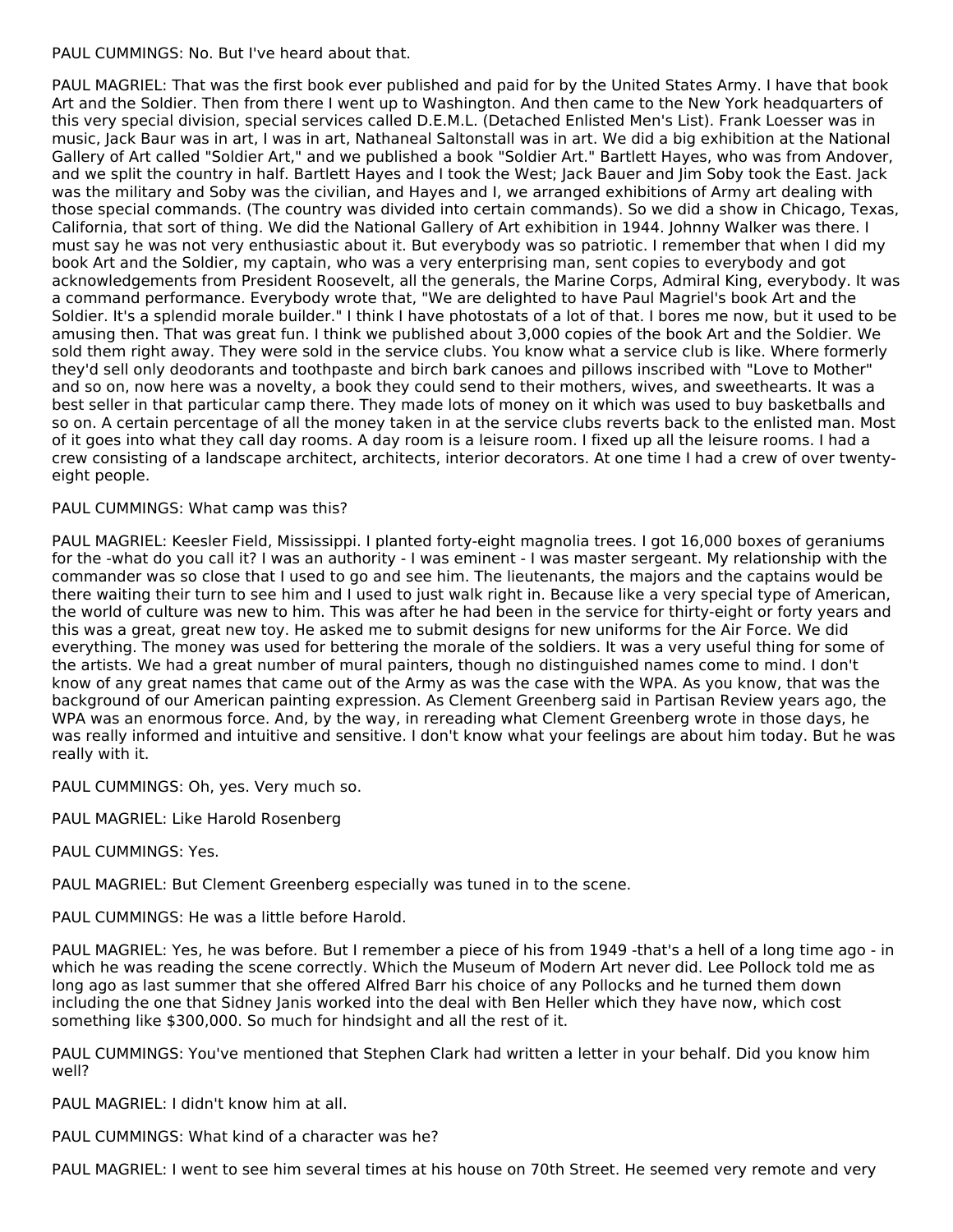PAUL CUMMINGS: No. But I've heard about that.

PAUL MAGRIEL: That was the first book ever published and paid for by the United States Army. I have that book Art and the Soldier. Then from there I went up to Washington. And then came to the New York headquarters of this very special division, special services called D.E.M.L. (Detached Enlisted Men's List). Frank Loesser was in music, Jack Baur was in art, I was in art, Nathaneal Saltonstall was in art. We did a big exhibition at the National Gallery of Art called "Soldier Art," and we published a book "Soldier Art." Bartlett Hayes, who was from Andover, and we split the country in half. Bartlett Hayes and I took the West; Jack Bauer and Jim Soby took the East. Jack was the military and Soby was the civilian, and Hayes and I, we arranged exhibitions of Army art dealing with those special commands. (The country was divided into certain commands). So we did a show in Chicago, Texas, California, that sort of thing. We did the National Gallery of Art exhibition in 1944. Johnny Walker was there. I must say he was not very enthusiastic about it. But everybody was so patriotic. I remember that when I did my book Art and the Soldier, my captain, who was a very enterprising man, sent copies to everybody and got acknowledgements from President Roosevelt, all the generals, the Marine Corps, Admiral King, everybody. It was a command performance. Everybody wrote that, "We are delighted to have Paul Magriel's book Art and the Soldier. It's a splendid morale builder." I think I have photostats of a lot of that. I bores me now, but it used to be amusing then. That was great fun. I think we published about 3,000 copies of the book Art and the Soldier. We sold them right away. They were sold in the service clubs. You know what a service club is like. Where formerly they'd sell only deodorants and toothpaste and birch bark canoes and pillows inscribed with "Love to Mother" and so on, now here was a novelty, a book they could send to their mothers, wives, and sweethearts. It was a best seller in that particular camp there. They made lots of money on it which was used to buy basketballs and so on. A certain percentage of all the money taken in at the service clubs reverts back to the enlisted man. Most of it goes into what they call day rooms. A day room is a leisure room. I fixed up all the leisure rooms. I had a crew consisting of a landscape architect, architects, interior decorators. At one time I had a crew of over twenty-eight people.

PAUL CUMMINGS: What camp was this?

PAUL MAGRIEL: Keesler Field, Mississippi. I planted forty-eight magnolia trees. I got 16,000 boxes of geraniums for the -what do you call it? I was an authority - I was eminent - I was master sergeant. My relationship with the commander was so close that I used to go and see him. The lieutenants, the majors and the captains would be there waiting their turn to see him and I used to just walk right in. Because like a very special type of American, the world of culture was new to him. This was after he had been in the service for thirty-eight or forty years and this was a great, great new toy. He asked me to submit designs for new uniforms for the Air Force. We did everything. The money was used for bettering the morale of the soldiers. It was a very useful thing for some of the artists. We had a great number of mural painters, though no distinguished names come to mind. I don't know of any great names that came out of the Army as was the case with the WPA. As you know, that was the background of our American painting expression. As Clement Greenberg said in Partisan Review years ago, the WPA was an enormous force. And, by the way, in rereading what Clement Greenberg wrote in those days, he was really informed and intuitive and sensitive. I don't know what your feelings are about him today. But he was really with it.

PAUL CUMMINGS: Oh, yes. Very much so.

PAUL MAGRIEL: Like Harold Rosenberg

PAUL CUMMINGS: Yes.

PAUL MAGRIEL: But Clement Greenberg especially was tuned in to the scene.

PAUL CUMMINGS: He was a little before Harold.

PAUL MAGRIEL: Yes, he was before. But I remember a piece of his from 1949 -that's a hell of a long time ago - in which he was reading the scene correctly. Which the Museum of Modern Art never did. Lee Pollock told me as long ago as last summer that she offered Alfred Barr his choice of any Pollocks and he turned them down including the one that Sidney Janis worked into the deal with Ben Heller which they have now, which cost something like $300,000. So much for hindsight and all the rest of it.

PAUL CUMMINGS: You've mentioned that Stephen Clark had written a letter in your behalf. Did you know him well?

PAUL MAGRIEL: I didn't know him at all.

PAUL CUMMINGS: What kind of a character was he?

PAUL MAGRIEL: I went to see him several times at his house on 70th Street. He seemed very remote and very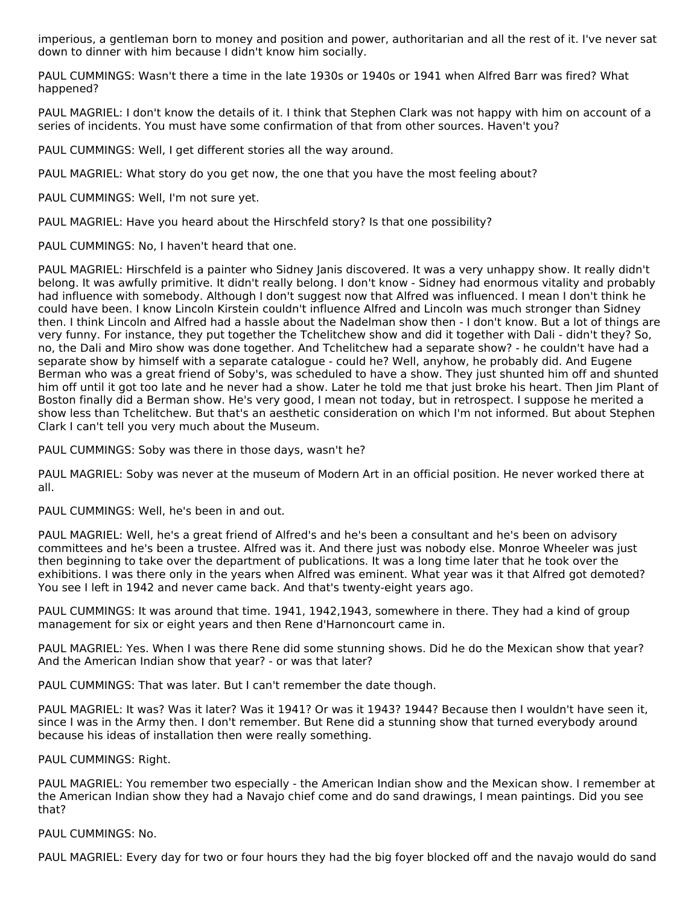imperious, a gentleman born to money and position and power, authoritarian and all the rest of it. I've never sat down to dinner with him because I didn't know him socially.

PAUL CUMMINGS: Wasn't there a time in the late 1930s or 1940s or 1941 when Alfred Barr was fired? What happened?

PAUL MAGRIEL: I don't know the details of it. I think that Stephen Clark was not happy with him on account of a series of incidents. You must have some confirmation of that from other sources. Haven't you?

PAUL CUMMINGS: Well, I get different stories all the way around.

PAUL MAGRIEL: What story do you get now, the one that you have the most feeling about?

PAUL CUMMINGS: Well, I'm not sure yet.

PAUL MAGRIEL: Have you heard about the Hirschfeld story? Is that one possibility?

PAUL CUMMINGS: No, I haven't heard that one.

PAUL MAGRIEL: Hirschfeld is a painter who Sidney Janis discovered. It was a very unhappy show. It really didn't belong. It was awfully primitive. It didn't really belong. I don't know - Sidney had enormous vitality and probably had influence with somebody. Although I don't suggest now that Alfred was influenced. I mean I don't think he could have been. I know Lincoln Kirstein couldn't influence Alfred and Lincoln was much stronger than Sidney then. I think Lincoln and Alfred had a hassle about the Nadelman show then - I don't know. But a lot of things are very funny. For instance, they put together the Tchelitchew show and did it together with Dali - didn't they? So, no, the Dali and Miro show was done together. And Tchelitchew had a separate show? - he couldn't have had a separate show by himself with a separate catalogue - could he? Well, anyhow, he probably did. And Eugene Berman who was a great friend of Soby's, was scheduled to have a show. They just shunted him off and shunted him off until it got too late and he never had a show. Later he told me that just broke his heart. Then Jim Plant of Boston finally did a Berman show. He's very good, I mean not today, but in retrospect. I suppose he merited a show less than Tchelitchew. But that's an aesthetic consideration on which I'm not informed. But about Stephen Clark I can't tell you very much about the Museum.

PAUL CUMMINGS: Soby was there in those days, wasn't he?

PAUL MAGRIEL: Soby was never at the museum of Modern Art in an official position. He never worked there at all.

PAUL CUMMINGS: Well, he's been in and out.

PAUL MAGRIEL: Well, he's a great friend of Alfred's and he's been a consultant and he's been on advisory committees and he's been a trustee. Alfred was it. And there just was nobody else. Monroe Wheeler was just then beginning to take over the department of publications. It was a long time later that he took over the exhibitions. I was there only in the years when Alfred was eminent. What year was it that Alfred got demoted? You see I left in 1942 and never came back. And that's twenty-eight years ago.

PAUL CUMMINGS: It was around that time. 1941, 1942,1943, somewhere in there. They had a kind of group management for six or eight years and then Rene d'Harnoncourt came in.

PAUL MAGRIEL: Yes. When I was there Rene did some stunning shows. Did he do the Mexican show that year? And the American Indian show that year? - or was that later?

PAUL CUMMINGS: That was later. But I can't remember the date though.

PAUL MAGRIEL: It was? Was it later? Was it 1941? Or was it 1943? 1944? Because then I wouldn't have seen it, since I was in the Army then. I don't remember. But Rene did a stunning show that turned everybody around because his ideas of installation then were really something.

PAUL CUMMINGS: Right.

PAUL MAGRIEL: You remember two especially - the American Indian show and the Mexican show. I remember at the American Indian show they had a Navajo chief come and do sand drawings, I mean paintings. Did you see that?

PAUL CUMMINGS: No.

PAUL MAGRIEL: Every day for two or four hours they had the big foyer blocked off and the navajo would do sand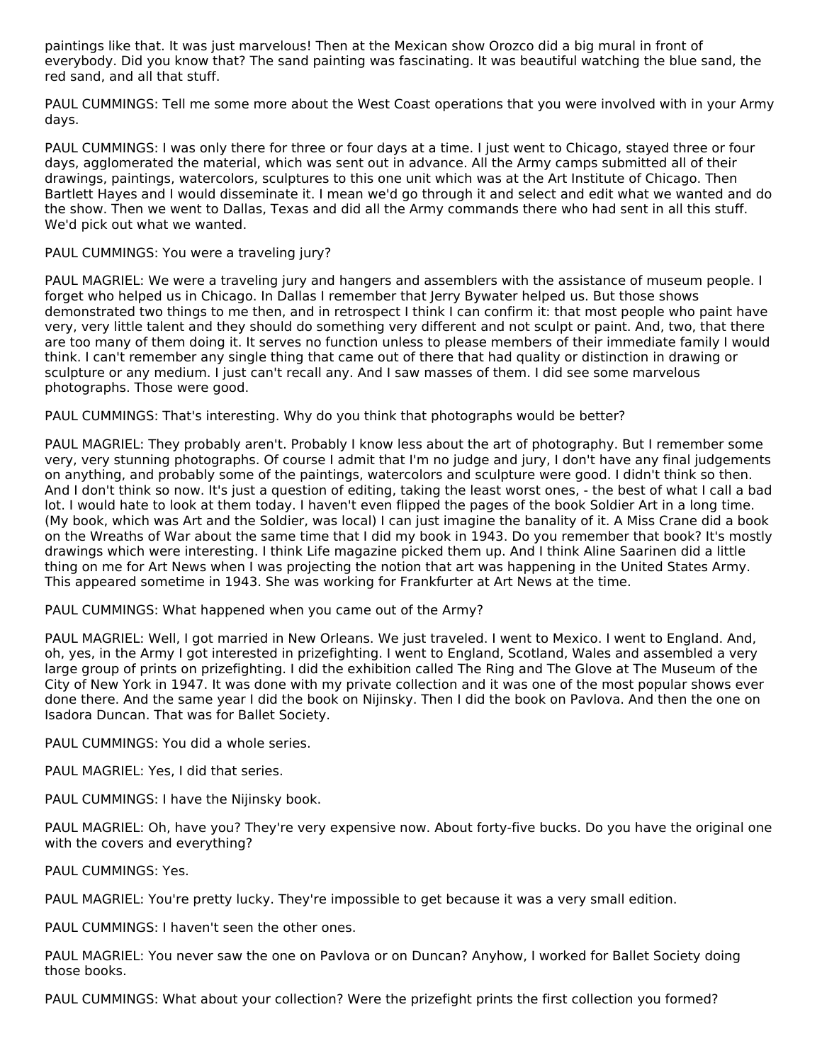paintings like that. It was just marvelous! Then at the Mexican show Orozco did a big mural in front of everybody. Did you know that? The sand painting was fascinating. It was beautiful watching the blue sand, the red sand, and all that stuff.

PAUL CUMMINGS: Tell me some more about the West Coast operations that you were involved with in your Army days.

PAUL CUMMINGS: I was only there for three or four days at a time. I just went to Chicago, stayed three or four days, agglomerated the material, which was sent out in advance. All the Army camps submitted all of their drawings, paintings, watercolors, sculptures to this one unit which was at the Art Institute of Chicago. Then Bartlett Hayes and I would disseminate it. I mean we'd go through it and select and edit what we wanted and do the show. Then we went to Dallas, Texas and did all the Army commands there who had sent in all this stuff. We'd pick out what we wanted.

PAUL CUMMINGS: You were a traveling jury?

PAUL MAGRIEL: We were a traveling jury and hangers and assemblers with the assistance of museum people. I forget who helped us in Chicago. In Dallas I remember that Jerry Bywater helped us. But those shows demonstrated two things to me then, and in retrospect I think I can confirm it: that most people who paint have very, very little talent and they should do something very different and not sculpt or paint. And, two, that there are too many of them doing it. It serves no function unless to please members of their immediate family I would think. I can't remember any single thing that came out of there that had quality or distinction in drawing or sculpture or any medium. I just can't recall any. And I saw masses of them. I did see some marvelous photographs. Those were good.

PAUL CUMMINGS: That's interesting. Why do you think that photographs would be better?

PAUL MAGRIEL: They probably aren't. Probably I know less about the art of photography. But I remember some very, very stunning photographs. Of course I admit that I'm no judge and jury, I don't have any final judgements on anything, and probably some of the paintings, watercolors and sculpture were good. I didn't think so then. And I don't think so now. It's just a question of editing, taking the least worst ones, - the best of what I call a bad lot. I would hate to look at them today. I haven't even flipped the pages of the book Soldier Art in a long time. (My book, which was Art and the Soldier, was local) I can just imagine the banality of it. A Miss Crane did a book on the Wreaths of War about the same time that I did my book in 1943. Do you remember that book? It's mostly drawings which were interesting. I think Life magazine picked them up. And I think Aline Saarinen did a little thing on me for Art News when I was projecting the notion that art was happening in the United States Army. This appeared sometime in 1943. She was working for Frankfurter at Art News at the time.

PAUL CUMMINGS: What happened when you came out of the Army?

PAUL MAGRIEL: Well, I got married in New Orleans. We just traveled. I went to Mexico. I went to England. And, oh, yes, in the Army I got interested in prizefighting. I went to England, Scotland, Wales and assembled a very large group of prints on prizefighting. I did the exhibition called The Ring and The Glove at The Museum of the City of New York in 1947. It was done with my private collection and it was one of the most popular shows ever done there. And the same year I did the book on Nijinsky. Then I did the book on Pavlova. And then the one on Isadora Duncan. That was for Ballet Society.

PAUL CUMMINGS: You did a whole series.

PAUL MAGRIEL: Yes, I did that series.

PAUL CUMMINGS: I have the Nijinsky book.

PAUL MAGRIEL: Oh, have you? They're very expensive now. About forty-five bucks. Do you have the original one with the covers and everything?

PAUL CUMMINGS: Yes.

PAUL MAGRIEL: You're pretty lucky. They're impossible to get because it was a very small edition.

PAUL CUMMINGS: I haven't seen the other ones.

PAUL MAGRIEL: You never saw the one on Pavlova or on Duncan? Anyhow, I worked for Ballet Society doing those books.

PAUL CUMMINGS: What about your collection? Were the prizefight prints the first collection you formed?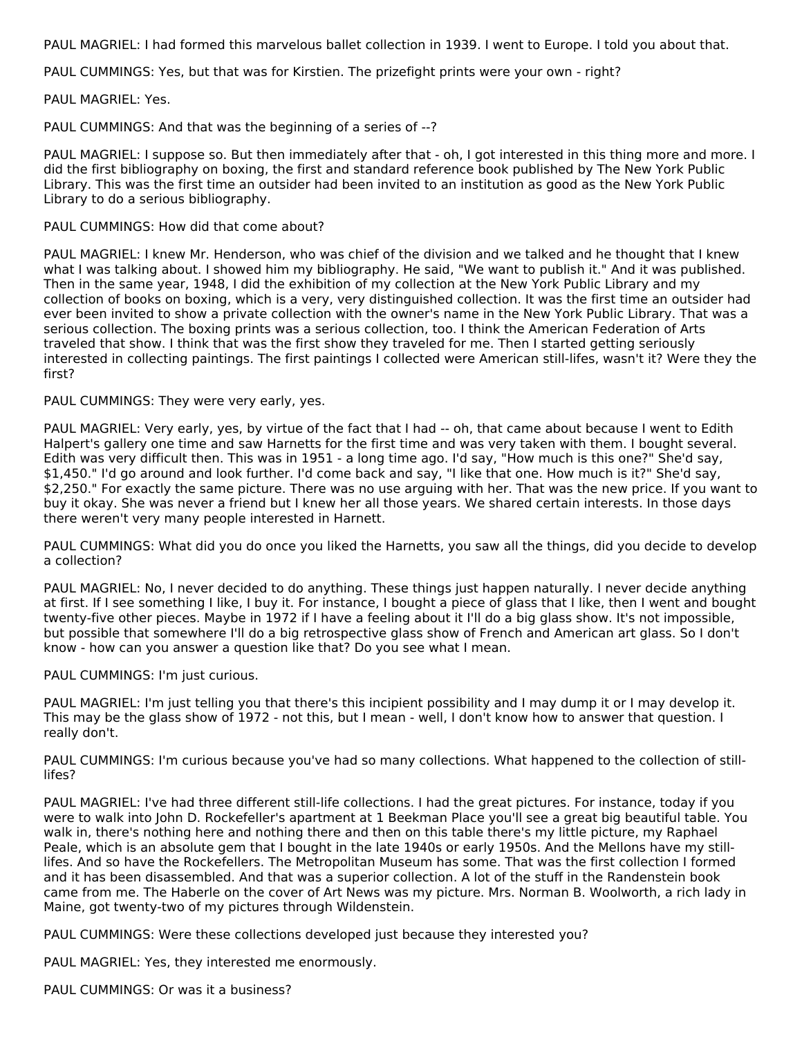PAUL MAGRIEL: I had formed this marvelous ballet collection in 1939. I went to Europe. I told you about that.

PAUL CUMMINGS: Yes, but that was for Kirstien. The prizefight prints were your own - right?

PAUL MAGRIEL: Yes.

PAUL CUMMINGS: And that was the beginning of a series of --?

PAUL MAGRIEL: I suppose so. But then immediately after that - oh, I got interested in this thing more and more. I did the first bibliography on boxing, the first and standard reference book published by The New York Public Library. This was the first time an outsider had been invited to an institution as good as the New York Public Library to do a serious bibliography.

PAUL CUMMINGS: How did that come about?

PAUL MAGRIEL: I knew Mr. Henderson, who was chief of the division and we talked and he thought that I knew what I was talking about. I showed him my bibliography. He said, "We want to publish it." And it was published. Then in the same year, 1948, I did the exhibition of my collection at the New York Public Library and my collection of books on boxing, which is a very, very distinguished collection. It was the first time an outsider had ever been invited to show a private collection with the owner's name in the New York Public Library. That was a serious collection. The boxing prints was a serious collection, too. I think the American Federation of Arts traveled that show. I think that was the first show they traveled for me. Then I started getting seriously interested in collecting paintings. The first paintings I collected were American still-lifes, wasn't it? Were they the first?

PAUL CUMMINGS: They were very early, yes.

PAUL MAGRIEL: Very early, yes, by virtue of the fact that I had -- oh, that came about because I went to Edith Halpert's gallery one time and saw Harnetts for the first time and was very taken with them. I bought several. Edith was very difficult then. This was in 1951 - a long time ago. I'd say, "How much is this one?" She'd say, $1,450." I'd go around and look further. I'd come back and say, "I like that one. How much is it?" She'd say, $2,250." For exactly the same picture. There was no use arguing with her. That was the new price. If you want to buy it okay. She was never a friend but I knew her all those years. We shared certain interests. In those days there weren't very many people interested in Harnett.

PAUL CUMMINGS: What did you do once you liked the Harnetts, you saw all the things, did you decide to develop a collection?

PAUL MAGRIEL: No, I never decided to do anything. These things just happen naturally. I never decide anything at first. If I see something I like, I buy it. For instance, I bought a piece of glass that I like, then I went and bought twenty-five other pieces. Maybe in 1972 if I have a feeling about it I'll do a big glass show. It's not impossible, but possible that somewhere I'll do a big retrospective glass show of French and American art glass. So I don't know - how can you answer a question like that? Do you see what I mean.

PAUL CUMMINGS: I'm just curious.

PAUL MAGRIEL: I'm just telling you that there's this incipient possibility and I may dump it or I may develop it. This may be the glass show of 1972 - not this, but I mean - well, I don't know how to answer that question. I really don't.

PAUL CUMMINGS: I'm curious because you've had so many collections. What happened to the collection of still-lifes?

PAUL MAGRIEL: I've had three different still-life collections. I had the great pictures. For instance, today if you were to walk into John D. Rockefeller's apartment at 1 Beekman Place you'll see a great big beautiful table. You walk in, there's nothing here and nothing there and then on this table there's my little picture, my Raphael Peale, which is an absolute gem that I bought in the late 1940s or early 1950s. And the Mellons have my still-lifes. And so have the Rockefellers. The Metropolitan Museum has some. That was the first collection I formed and it has been disassembled. And that was a superior collection. A lot of the stuff in the Randenstein book came from me. The Haberle on the cover of Art News was my picture. Mrs. Norman B. Woolworth, a rich lady in Maine, got twenty-two of my pictures through Wildenstein.

PAUL CUMMINGS: Were these collections developed just because they interested you?

PAUL MAGRIEL: Yes, they interested me enormously.

PAUL CUMMINGS: Or was it a business?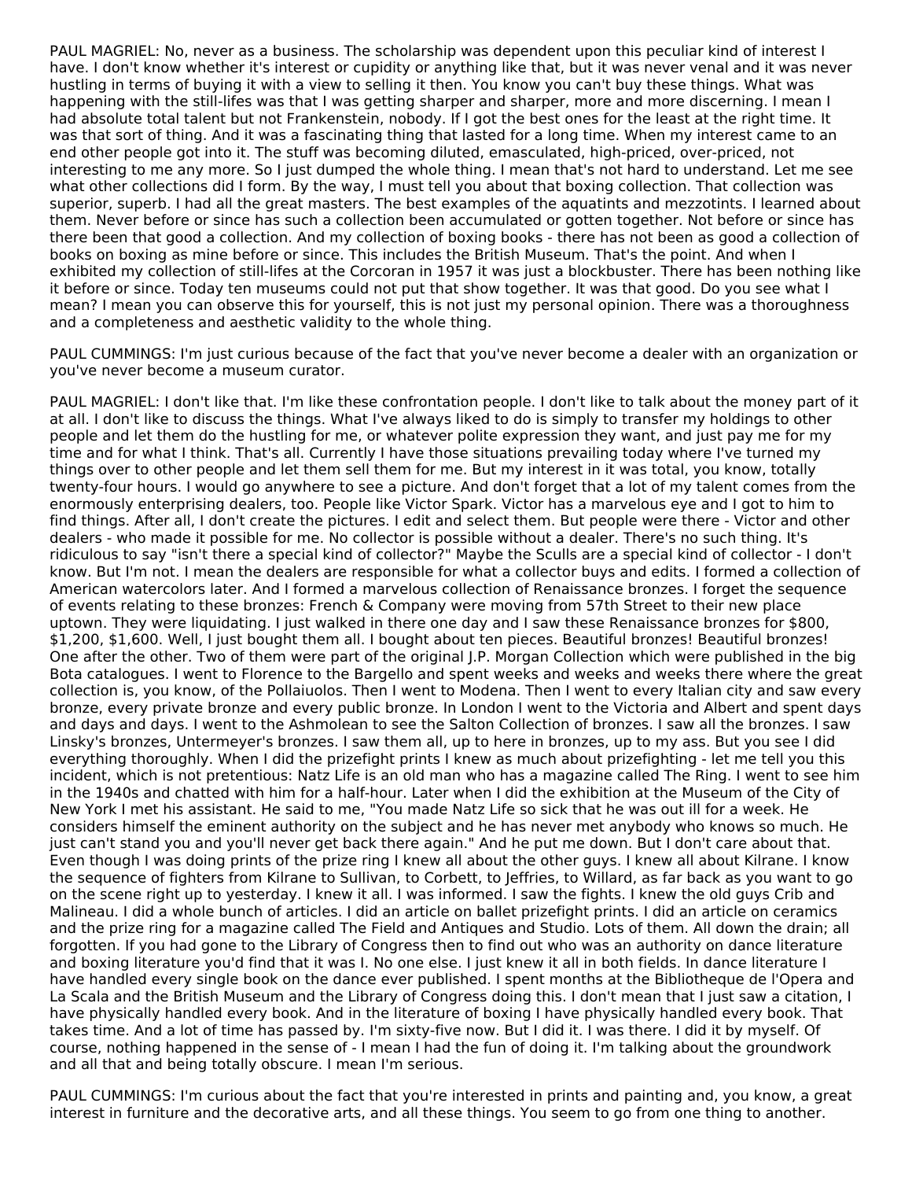PAUL MAGRIEL: No, never as a business. The scholarship was dependent upon this peculiar kind of interest I have. I don't know whether it's interest or cupidity or anything like that, but it was never venal and it was never hustling in terms of buying it with a view to selling it then. You know you can't buy these things. What was happening with the still-lifes was that I was getting sharper and sharper, more and more discerning. I mean I had absolute total talent but not Frankenstein, nobody. If I got the best ones for the least at the right time. It was that sort of thing. And it was a fascinating thing that lasted for a long time. When my interest came to an end other people got into it. The stuff was becoming diluted, emasculated, high-priced, over-priced, not interesting to me any more. So I just dumped the whole thing. I mean that's not hard to understand. Let me see what other collections did I form. By the way, I must tell you about that boxing collection. That collection was superior, superb. I had all the great masters. The best examples of the aquatints and mezzotints. I learned about them. Never before or since has such a collection been accumulated or gotten together. Not before or since has there been that good a collection. And my collection of boxing books - there has not been as good a collection of books on boxing as mine before or since. This includes the British Museum. That's the point. And when I exhibited my collection of still-lifes at the Corcoran in 1957 it was just a blockbuster. There has been nothing like it before or since. Today ten museums could not put that show together. It was that good. Do you see what I mean? I mean you can observe this for yourself, this is not just my personal opinion. There was a thoroughness and a completeness and aesthetic validity to the whole thing.

PAUL CUMMINGS: I'm just curious because of the fact that you've never become a dealer with an organization or you've never become a museum curator.

PAUL MAGRIEL: I don't like that. I'm like these confrontation people. I don't like to talk about the money part of it at all. I don't like to discuss the things. What I've always liked to do is simply to transfer my holdings to other people and let them do the hustling for me, or whatever polite expression they want, and just pay me for my time and for what I think. That's all. Currently I have those situations prevailing today where I've turned my things over to other people and let them sell them for me. But my interest in it was total, you know, totally twenty-four hours. I would go anywhere to see a picture. And don't forget that a lot of my talent comes from the enormously enterprising dealers, too. People like Victor Spark. Victor has a marvelous eye and I got to him to find things. After all, I don't create the pictures. I edit and select them. But people were there - Victor and other dealers - who made it possible for me. No collector is possible without a dealer. There's no such thing. It's ridiculous to say "isn't there a special kind of collector?" Maybe the Sculls are a special kind of collector - I don't know. But I'm not. I mean the dealers are responsible for what a collector buys and edits. I formed a collection of American watercolors later. And I formed a marvelous collection of Renaissance bronzes. I forget the sequence of events relating to these bronzes: French & Company were moving from 57th Street to their new place uptown. They were liquidating. I just walked in there one day and I saw these Renaissance bronzes for $800, $1,200, $1,600. Well, I just bought them all. I bought about ten pieces. Beautiful bronzes! Beautiful bronzes! One after the other. Two of them were part of the original J.P. Morgan Collection which were published in the big Bota catalogues. I went to Florence to the Bargello and spent weeks and weeks and weeks there where the great collection is, you know, of the Pollaiuolos. Then I went to Modena. Then I went to every Italian city and saw every bronze, every private bronze and every public bronze. In London I went to the Victoria and Albert and spent days and days and days. I went to the Ashmolean to see the Salton Collection of bronzes. I saw all the bronzes. I saw Linsky's bronzes, Untermeyer's bronzes. I saw them all, up to here in bronzes, up to my ass. But you see I did everything thoroughly. When I did the prizefight prints I knew as much about prizefighting - let me tell you this incident, which is not pretentious: Natz Life is an old man who has a magazine called The Ring. I went to see him in the 1940s and chatted with him for a half-hour. Later when I did the exhibition at the Museum of the City of New York I met his assistant. He said to me, "You made Natz Life so sick that he was out ill for a week. He considers himself the eminent authority on the subject and he has never met anybody who knows so much. He just can't stand you and you'll never get back there again." And he put me down. But I don't care about that. Even though I was doing prints of the prize ring I knew all about the other guys. I knew all about Kilrane. I know the sequence of fighters from Kilrane to Sullivan, to Corbett, to Jeffries, to Willard, as far back as you want to go on the scene right up to yesterday. I knew it all. I was informed. I saw the fights. I knew the old guys Crib and Malineau. I did a whole bunch of articles. I did an article on ballet prizefight prints. I did an article on ceramics and the prize ring for a magazine called The Field and Antiques and Studio. Lots of them. All down the drain; all forgotten. If you had gone to the Library of Congress then to find out who was an authority on dance literature and boxing literature you'd find that it was I. No one else. I just knew it all in both fields. In dance literature I have handled every single book on the dance ever published. I spent months at the Bibliotheque de l'Opera and La Scala and the British Museum and the Library of Congress doing this. I don't mean that I just saw a citation, I have physically handled every book. And in the literature of boxing I have physically handled every book. That takes time. And a lot of time has passed by. I'm sixty-five now. But I did it. I was there. I did it by myself. Of course, nothing happened in the sense of - I mean I had the fun of doing it. I'm talking about the groundwork and all that and being totally obscure. I mean I'm serious.

PAUL CUMMINGS: I'm curious about the fact that you're interested in prints and painting and, you know, a great interest in furniture and the decorative arts, and all these things. You seem to go from one thing to another.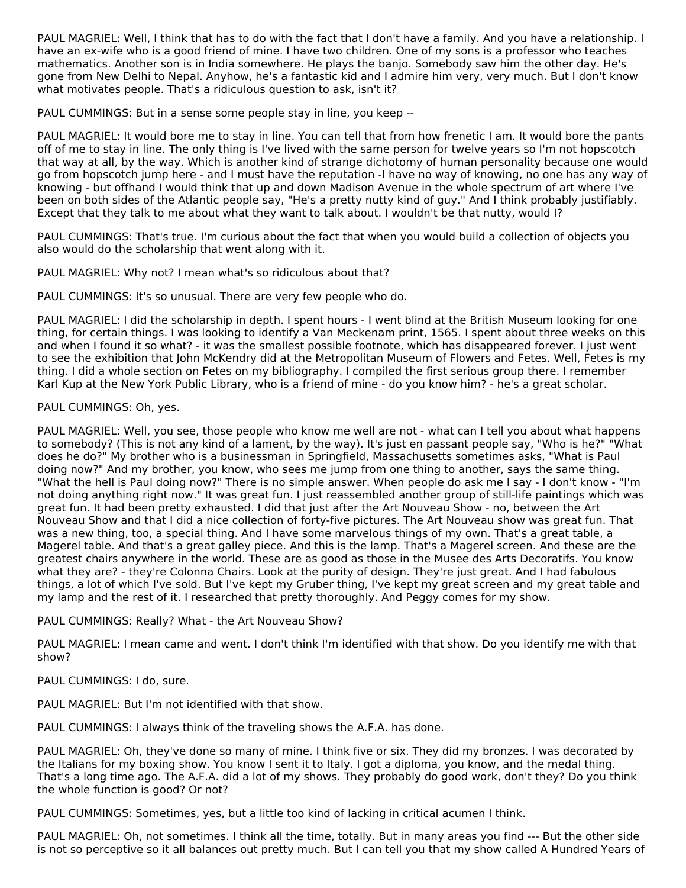PAUL MAGRIEL: Well, I think that has to do with the fact that I don't have a family. And you have a relationship. I have an ex-wife who is a good friend of mine. I have two children. One of my sons is a professor who teaches mathematics. Another son is in India somewhere. He plays the banjo. Somebody saw him the other day. He's gone from New Delhi to Nepal. Anyhow, he's a fantastic kid and I admire him very, very much. But I don't know what motivates people. That's a ridiculous question to ask, isn't it?

PAUL CUMMINGS: But in a sense some people stay in line, you keep --

PAUL MAGRIEL: It would bore me to stay in line. You can tell that from how frenetic I am. It would bore the pants off of me to stay in line. The only thing is I've lived with the same person for twelve years so I'm not hopscotch that way at all, by the way. Which is another kind of strange dichotomy of human personality because one would go from hopscotch jump here - and I must have the reputation -I have no way of knowing, no one has any way of knowing - but offhand I would think that up and down Madison Avenue in the whole spectrum of art where I've been on both sides of the Atlantic people say, "He's a pretty nutty kind of guy." And I think probably justifiably. Except that they talk to me about what they want to talk about. I wouldn't be that nutty, would I?

PAUL CUMMINGS: That's true. I'm curious about the fact that when you would build a collection of objects you also would do the scholarship that went along with it.

PAUL MAGRIEL: Why not? I mean what's so ridiculous about that?

PAUL CUMMINGS: It's so unusual. There are very few people who do.

PAUL MAGRIEL: I did the scholarship in depth. I spent hours - I went blind at the British Museum looking for one thing, for certain things. I was looking to identify a Van Meckenam print, 1565. I spent about three weeks on this and when I found it so what? - it was the smallest possible footnote, which has disappeared forever. I just went to see the exhibition that John McKendry did at the Metropolitan Museum of Flowers and Fetes. Well, Fetes is my thing. I did a whole section on Fetes on my bibliography. I compiled the first serious group there. I remember Karl Kup at the New York Public Library, who is a friend of mine - do you know him? - he's a great scholar.

PAUL CUMMINGS: Oh, yes.

PAUL MAGRIEL: Well, you see, those people who know me well are not - what can I tell you about what happens to somebody? (This is not any kind of a lament, by the way). It's just en passant people say, "Who is he?" "What does he do?" My brother who is a businessman in Springfield, Massachusetts sometimes asks, "What is Paul doing now?" And my brother, you know, who sees me jump from one thing to another, says the same thing. "What the hell is Paul doing now?" There is no simple answer. When people do ask me I say - I don't know - "I'm not doing anything right now." It was great fun. I just reassembled another group of still-life paintings which was great fun. It had been pretty exhausted. I did that just after the Art Nouveau Show - no, between the Art Nouveau Show and that I did a nice collection of forty-five pictures. The Art Nouveau show was great fun. That was a new thing, too, a special thing. And I have some marvelous things of my own. That's a great table, a Magerel table. And that's a great galley piece. And this is the lamp. That's a Magerel screen. And these are the greatest chairs anywhere in the world. These are as good as those in the Musee des Arts Decoratifs. You know what they are? - they're Colonna Chairs. Look at the purity of design. They're just great. And I had fabulous things, a lot of which I've sold. But I've kept my Gruber thing, I've kept my great screen and my great table and my lamp and the rest of it. I researched that pretty thoroughly. And Peggy comes for my show.

PAUL CUMMINGS: Really? What - the Art Nouveau Show?

PAUL MAGRIEL: I mean came and went. I don't think I'm identified with that show. Do you identify me with that show?

PAUL CUMMINGS: I do, sure.

PAUL MAGRIEL: But I'm not identified with that show.

PAUL CUMMINGS: I always think of the traveling shows the A.F.A. has done.

PAUL MAGRIEL: Oh, they've done so many of mine. I think five or six. They did my bronzes. I was decorated by the Italians for my boxing show. You know I sent it to Italy. I got a diploma, you know, and the medal thing. That's a long time ago. The A.F.A. did a lot of my shows. They probably do good work, don't they? Do you think the whole function is good? Or not?

PAUL CUMMINGS: Sometimes, yes, but a little too kind of lacking in critical acumen I think.

PAUL MAGRIEL: Oh, not sometimes. I think all the time, totally. But in many areas you find --- But the other side is not so perceptive so it all balances out pretty much. But I can tell you that my show called A Hundred Years of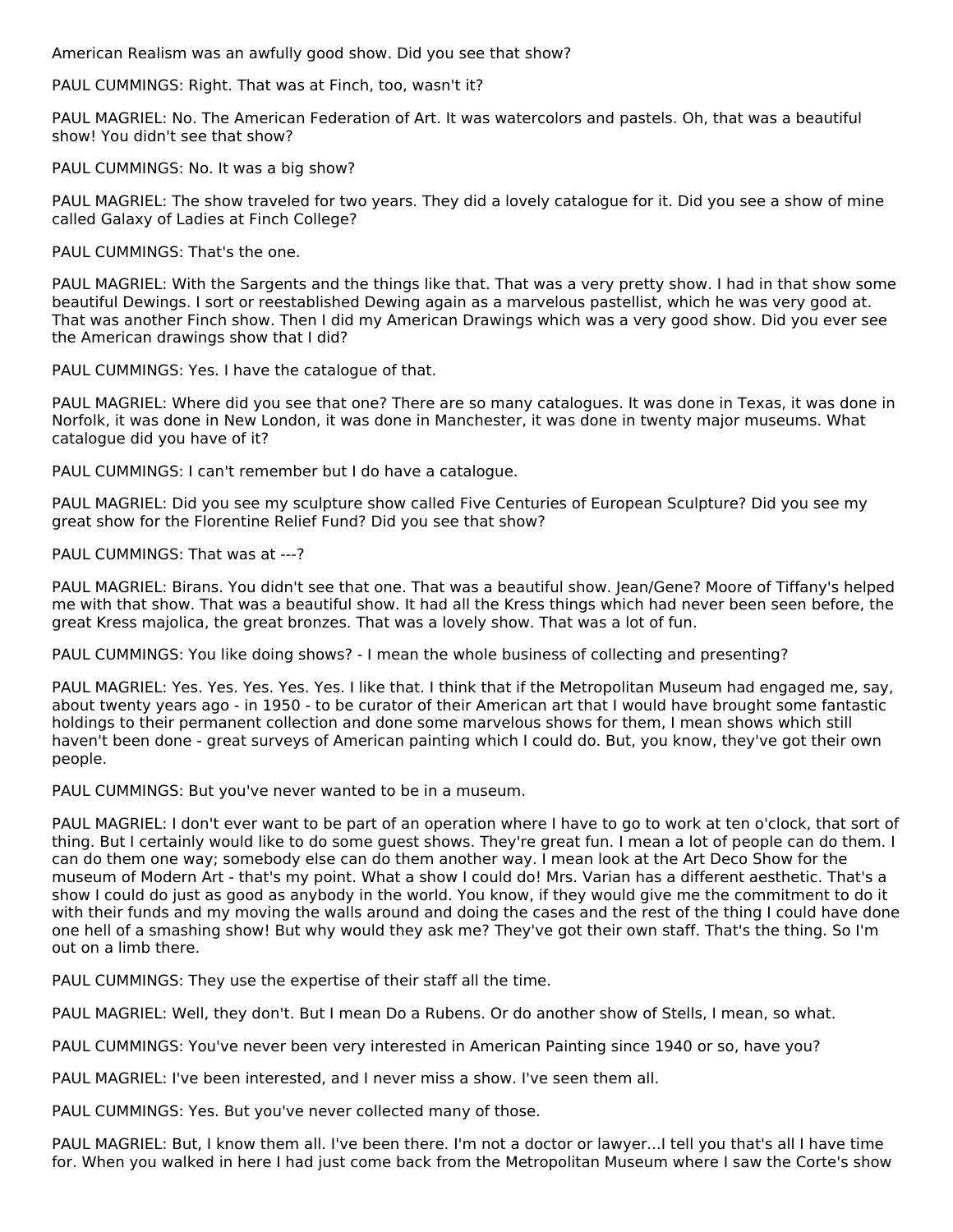American Realism was an awfully good show. Did you see that show?

PAUL CUMMINGS: Right. That was at Finch, too, wasn't it?

PAUL MAGRIEL: No. The American Federation of Art. It was watercolors and pastels. Oh, that was a beautiful show! You didn't see that show?

PAUL CUMMINGS: No. It was a big show?

PAUL MAGRIEL: The show traveled for two years. They did a lovely catalogue for it. Did you see a show of mine called Galaxy of Ladies at Finch College?

PAUL CUMMINGS: That's the one.

PAUL MAGRIEL: With the Sargents and the things like that. That was a very pretty show. I had in that show some beautiful Dewings. I sort or reestablished Dewing again as a marvelous pastellist, which he was very good at. That was another Finch show. Then I did my American Drawings which was a very good show. Did you ever see the American drawings show that I did?

PAUL CUMMINGS: Yes. I have the catalogue of that.

PAUL MAGRIEL: Where did you see that one? There are so many catalogues. It was done in Texas, it was done in Norfolk, it was done in New London, it was done in Manchester, it was done in twenty major museums. What catalogue did you have of it?

PAUL CUMMINGS: I can't remember but I do have a catalogue.

PAUL MAGRIEL: Did you see my sculpture show called Five Centuries of European Sculpture? Did you see my great show for the Florentine Relief Fund? Did you see that show?

PAUL CUMMINGS: That was at ---?

PAUL MAGRIEL: Birans. You didn't see that one. That was a beautiful show. Jean/Gene? Moore of Tiffany's helped me with that show. That was a beautiful show. It had all the Kress things which had never been seen before, the great Kress majolica, the great bronzes. That was a lovely show. That was a lot of fun.

PAUL CUMMINGS: You like doing shows? - I mean the whole business of collecting and presenting?

PAUL MAGRIEL: Yes. Yes. Yes. Yes. Yes. I like that. I think that if the Metropolitan Museum had engaged me, say, about twenty years ago - in 1950 - to be curator of their American art that I would have brought some fantastic holdings to their permanent collection and done some marvelous shows for them, I mean shows which still haven't been done - great surveys of American painting which I could do. But, you know, they've got their own people.

PAUL CUMMINGS: But you've never wanted to be in a museum.

PAUL MAGRIEL: I don't ever want to be part of an operation where I have to go to work at ten o'clock, that sort of thing. But I certainly would like to do some guest shows. They're great fun. I mean a lot of people can do them. I can do them one way; somebody else can do them another way. I mean look at the Art Deco Show for the museum of Modern Art - that's my point. What a show I could do! Mrs. Varian has a different aesthetic. That's a show I could do just as good as anybody in the world. You know, if they would give me the commitment to do it with their funds and my moving the walls around and doing the cases and the rest of the thing I could have done one hell of a smashing show! But why would they ask me? They've got their own staff. That's the thing. So I'm out on a limb there.

PAUL CUMMINGS: They use the expertise of their staff all the time.

PAUL MAGRIEL: Well, they don't. But I mean Do a Rubens. Or do another show of Stells, I mean, so what.

PAUL CUMMINGS: You've never been very interested in American Painting since 1940 or so, have you?

PAUL MAGRIEL: I've been interested, and I never miss a show. I've seen them all.

PAUL CUMMINGS: Yes. But you've never collected many of those.

PAUL MAGRIEL: But, I know them all. I've been there. I'm not a doctor or lawyer...I tell you that's all I have time for. When you walked in here I had just come back from the Metropolitan Museum where I saw the Corte's show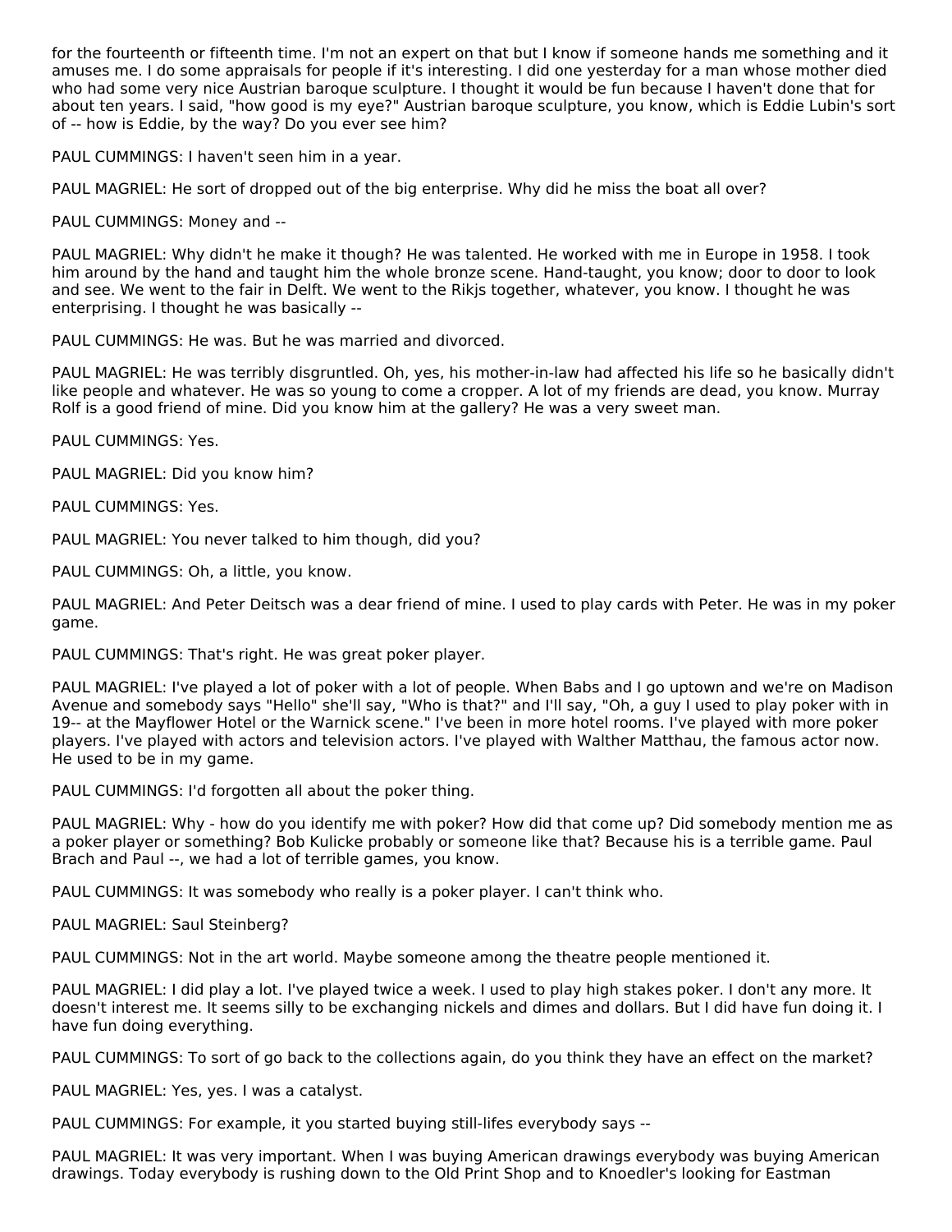for the fourteenth or fifteenth time. I'm not an expert on that but I know if someone hands me something and it amuses me. I do some appraisals for people if it's interesting. I did one yesterday for a man whose mother died who had some very nice Austrian baroque sculpture. I thought it would be fun because I haven't done that for about ten years. I said, "how good is my eye?" Austrian baroque sculpture, you know, which is Eddie Lubin's sort of -- how is Eddie, by the way? Do you ever see him?

PAUL CUMMINGS: I haven't seen him in a year.

PAUL MAGRIEL: He sort of dropped out of the big enterprise. Why did he miss the boat all over?

PAUL CUMMINGS: Money and --

PAUL MAGRIEL: Why didn't he make it though? He was talented. He worked with me in Europe in 1958. I took him around by the hand and taught him the whole bronze scene. Hand-taught, you know; door to door to look and see. We went to the fair in Delft. We went to the Rikjs together, whatever, you know. I thought he was enterprising. I thought he was basically --

PAUL CUMMINGS: He was. But he was married and divorced.

PAUL MAGRIEL: He was terribly disgruntled. Oh, yes, his mother-in-law had affected his life so he basically didn't like people and whatever. He was so young to come a cropper. A lot of my friends are dead, you know. Murray Rolf is a good friend of mine. Did you know him at the gallery? He was a very sweet man.

PAUL CUMMINGS: Yes.

PAUL MAGRIEL: Did you know him?

PAUL CUMMINGS: Yes.

PAUL MAGRIEL: You never talked to him though, did you?

PAUL CUMMINGS: Oh, a little, you know.

PAUL MAGRIEL: And Peter Deitsch was a dear friend of mine. I used to play cards with Peter. He was in my poker game.

PAUL CUMMINGS: That's right. He was great poker player.

PAUL MAGRIEL: I've played a lot of poker with a lot of people. When Babs and I go uptown and we're on Madison Avenue and somebody says "Hello" she'll say, "Who is that?" and I'll say, "Oh, a guy I used to play poker with in 19-- at the Mayflower Hotel or the Warnick scene." I've been in more hotel rooms. I've played with more poker players. I've played with actors and television actors. I've played with Walther Matthau, the famous actor now. He used to be in my game.

PAUL CUMMINGS: I'd forgotten all about the poker thing.

PAUL MAGRIEL: Why - how do you identify me with poker? How did that come up? Did somebody mention me as a poker player or something? Bob Kulicke probably or someone like that? Because his is a terrible game. Paul Brach and Paul --, we had a lot of terrible games, you know.

PAUL CUMMINGS: It was somebody who really is a poker player. I can't think who.

PAUL MAGRIEL: Saul Steinberg?

PAUL CUMMINGS: Not in the art world. Maybe someone among the theatre people mentioned it.

PAUL MAGRIEL: I did play a lot. I've played twice a week. I used to play high stakes poker. I don't any more. It doesn't interest me. It seems silly to be exchanging nickels and dimes and dollars. But I did have fun doing it. I have fun doing everything.

PAUL CUMMINGS: To sort of go back to the collections again, do you think they have an effect on the market?

PAUL MAGRIEL: Yes, yes. I was a catalyst.

PAUL CUMMINGS: For example, it you started buying still-lifes everybody says --

PAUL MAGRIEL: It was very important. When I was buying American drawings everybody was buying American drawings. Today everybody is rushing down to the Old Print Shop and to Knoedler's looking for Eastman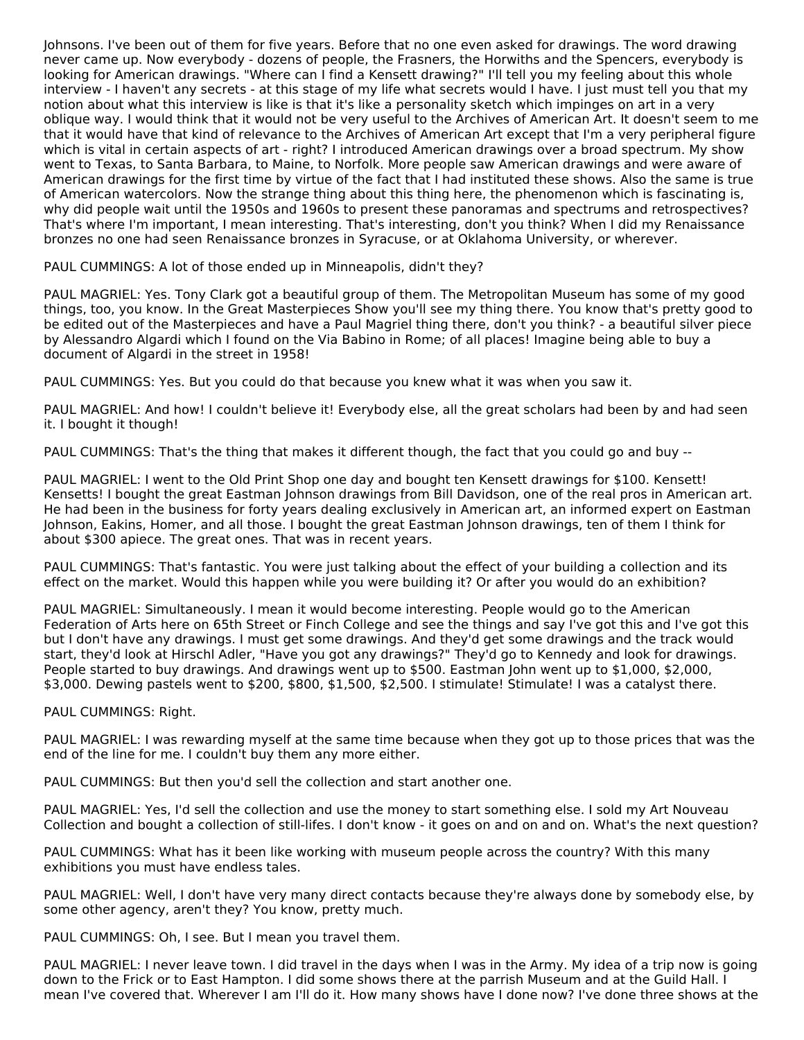Johnsons. I've been out of them for five years. Before that no one even asked for drawings. The word drawing never came up. Now everybody - dozens of people, the Frasners, the Horwiths and the Spencers, everybody is looking for American drawings. "Where can I find a Kensett drawing?" I'll tell you my feeling about this whole interview - I haven't any secrets - at this stage of my life what secrets would I have. I just must tell you that my notion about what this interview is like is that it's like a personality sketch which impinges on art in a very oblique way. I would think that it would not be very useful to the Archives of American Art. It doesn't seem to me that it would have that kind of relevance to the Archives of American Art except that I'm a very peripheral figure which is vital in certain aspects of art - right? I introduced American drawings over a broad spectrum. My show went to Texas, to Santa Barbara, to Maine, to Norfolk. More people saw American drawings and were aware of American drawings for the first time by virtue of the fact that I had instituted these shows. Also the same is true of American watercolors. Now the strange thing about this thing here, the phenomenon which is fascinating is, why did people wait until the 1950s and 1960s to present these panoramas and spectrums and retrospectives? That's where I'm important, I mean interesting. That's interesting, don't you think? When I did my Renaissance bronzes no one had seen Renaissance bronzes in Syracuse, or at Oklahoma University, or wherever.

PAUL CUMMINGS: A lot of those ended up in Minneapolis, didn't they?

PAUL MAGRIEL: Yes. Tony Clark got a beautiful group of them. The Metropolitan Museum has some of my good things, too, you know. In the Great Masterpieces Show you'll see my thing there. You know that's pretty good to be edited out of the Masterpieces and have a Paul Magriel thing there, don't you think? - a beautiful silver piece by Alessandro Algardi which I found on the Via Babino in Rome; of all places! Imagine being able to buy a document of Algardi in the street in 1958!

PAUL CUMMINGS: Yes. But you could do that because you knew what it was when you saw it.

PAUL MAGRIEL: And how! I couldn't believe it! Everybody else, all the great scholars had been by and had seen it. I bought it though!

PAUL CUMMINGS: That's the thing that makes it different though, the fact that you could go and buy --

PAUL MAGRIEL: I went to the Old Print Shop one day and bought ten Kensett drawings for $100. Kensett! Kensetts! I bought the great Eastman Johnson drawings from Bill Davidson, one of the real pros in American art. He had been in the business for forty years dealing exclusively in American art, an informed expert on Eastman Johnson, Eakins, Homer, and all those. I bought the great Eastman Johnson drawings, ten of them I think for about $300 apiece. The great ones. That was in recent years.

PAUL CUMMINGS: That's fantastic. You were just talking about the effect of your building a collection and its effect on the market. Would this happen while you were building it? Or after you would do an exhibition?

PAUL MAGRIEL: Simultaneously. I mean it would become interesting. People would go to the American Federation of Arts here on 65th Street or Finch College and see the things and say I've got this and I've got this but I don't have any drawings. I must get some drawings. And they'd get some drawings and the track would start, they'd look at Hirschl Adler, "Have you got any drawings?" They'd go to Kennedy and look for drawings. People started to buy drawings. And drawings went up to $500. Eastman John went up to $1,000, $2,000, $3,000. Dewing pastels went to $200, $800, $1,500, $2,500. I stimulate! Stimulate! I was a catalyst there.

PAUL CUMMINGS: Right.

PAUL MAGRIEL: I was rewarding myself at the same time because when they got up to those prices that was the end of the line for me. I couldn't buy them any more either.

PAUL CUMMINGS: But then you'd sell the collection and start another one.

PAUL MAGRIEL: Yes, I'd sell the collection and use the money to start something else. I sold my Art Nouveau Collection and bought a collection of still-lifes. I don't know - it goes on and on and on. What's the next question?

PAUL CUMMINGS: What has it been like working with museum people across the country? With this many exhibitions you must have endless tales.

PAUL MAGRIEL: Well, I don't have very many direct contacts because they're always done by somebody else, by some other agency, aren't they? You know, pretty much.

PAUL CUMMINGS: Oh, I see. But I mean you travel them.

PAUL MAGRIEL: I never leave town. I did travel in the days when I was in the Army. My idea of a trip now is going down to the Frick or to East Hampton. I did some shows there at the parrish Museum and at the Guild Hall. I mean I've covered that. Wherever I am I'll do it. How many shows have I done now? I've done three shows at the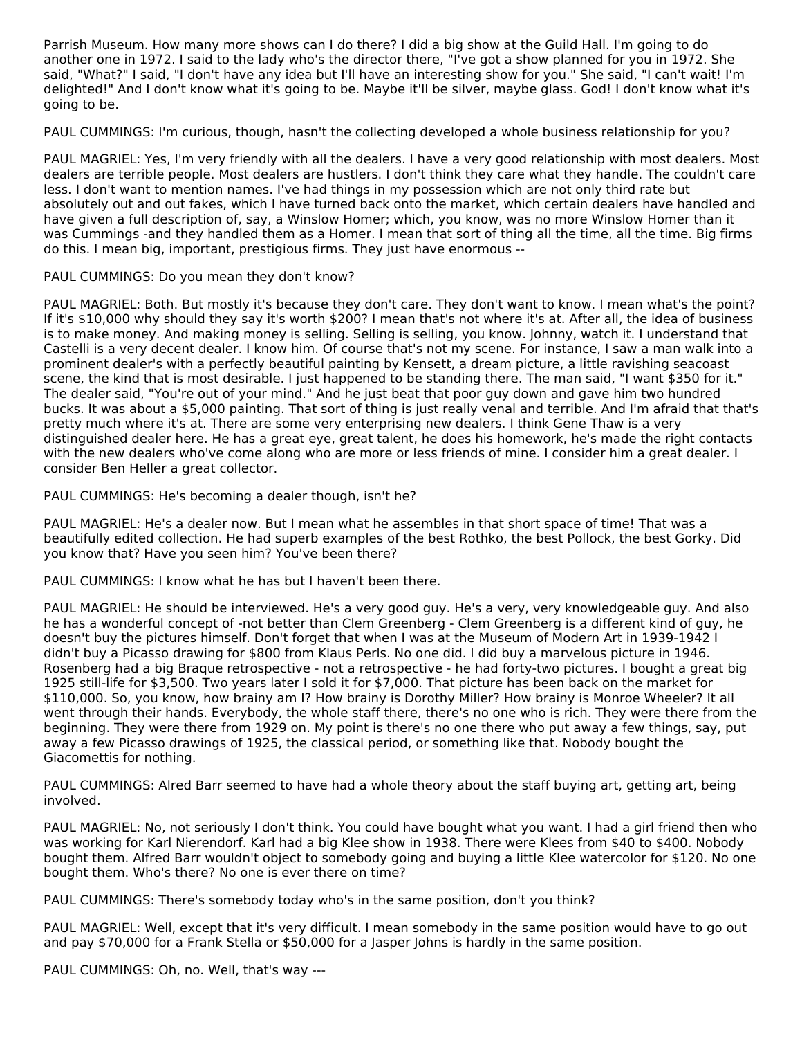Parrish Museum. How many more shows can I do there? I did a big show at the Guild Hall. I'm going to do another one in 1972. I said to the lady who's the director there, "I've got a show planned for you in 1972. She said, "What?" I said, "I don't have any idea but I'll have an interesting show for you." She said, "I can't wait! I'm delighted!" And I don't know what it's going to be. Maybe it'll be silver, maybe glass. God! I don't know what it's going to be.

PAUL CUMMINGS: I'm curious, though, hasn't the collecting developed a whole business relationship for you?

PAUL MAGRIEL: Yes, I'm very friendly with all the dealers. I have a very good relationship with most dealers. Most dealers are terrible people. Most dealers are hustlers. I don't think they care what they handle. The couldn't care less. I don't want to mention names. I've had things in my possession which are not only third rate but absolutely out and out fakes, which I have turned back onto the market, which certain dealers have handled and have given a full description of, say, a Winslow Homer; which, you know, was no more Winslow Homer than it was Cummings -and they handled them as a Homer. I mean that sort of thing all the time, all the time. Big firms do this. I mean big, important, prestigious firms. They just have enormous --

PAUL CUMMINGS: Do you mean they don't know?

PAUL MAGRIEL: Both. But mostly it's because they don't care. They don't want to know. I mean what's the point? If it's $10,000 why should they say it's worth $200? I mean that's not where it's at. After all, the idea of business is to make money. And making money is selling. Selling is selling, you know. Johnny, watch it. I understand that Castelli is a very decent dealer. I know him. Of course that's not my scene. For instance, I saw a man walk into a prominent dealer's with a perfectly beautiful painting by Kensett, a dream picture, a little ravishing seacoast scene, the kind that is most desirable. I just happened to be standing there. The man said, "I want $350 for it." The dealer said, "You're out of your mind." And he just beat that poor guy down and gave him two hundred bucks. It was about a $5,000 painting. That sort of thing is just really venal and terrible. And I'm afraid that that's pretty much where it's at. There are some very enterprising new dealers. I think Gene Thaw is a very distinguished dealer here. He has a great eye, great talent, he does his homework, he's made the right contacts with the new dealers who've come along who are more or less friends of mine. I consider him a great dealer. I consider Ben Heller a great collector.

PAUL CUMMINGS: He's becoming a dealer though, isn't he?

PAUL MAGRIEL: He's a dealer now. But I mean what he assembles in that short space of time! That was a beautifully edited collection. He had superb examples of the best Rothko, the best Pollock, the best Gorky. Did you know that? Have you seen him? You've been there?

PAUL CUMMINGS: I know what he has but I haven't been there.

PAUL MAGRIEL: He should be interviewed. He's a very good guy. He's a very, very knowledgeable guy. And also he has a wonderful concept of -not better than Clem Greenberg - Clem Greenberg is a different kind of guy, he doesn't buy the pictures himself. Don't forget that when I was at the Museum of Modern Art in 1939-1942 I didn't buy a Picasso drawing for $800 from Klaus Perls. No one did. I did buy a marvelous picture in 1946. Rosenberg had a big Braque retrospective - not a retrospective - he had forty-two pictures. I bought a great big 1925 still-life for $3,500. Two years later I sold it for $7,000. That picture has been back on the market for $110,000. So, you know, how brainy am I? How brainy is Dorothy Miller? How brainy is Monroe Wheeler? It all went through their hands. Everybody, the whole staff there, there's no one who is rich. They were there from the beginning. They were there from 1929 on. My point is there's no one there who put away a few things, say, put away a few Picasso drawings of 1925, the classical period, or something like that. Nobody bought the Giacomettis for nothing.

PAUL CUMMINGS: Alred Barr seemed to have had a whole theory about the staff buying art, getting art, being involved.

PAUL MAGRIEL: No, not seriously I don't think. You could have bought what you want. I had a girl friend then who was working for Karl Nierendorf. Karl had a big Klee show in 1938. There were Klees from $40 to $400. Nobody bought them. Alfred Barr wouldn't object to somebody going and buying a little Klee watercolor for $120. No one bought them. Who's there? No one is ever there on time?

PAUL CUMMINGS: There's somebody today who's in the same position, don't you think?

PAUL MAGRIEL: Well, except that it's very difficult. I mean somebody in the same position would have to go out and pay $70,000 for a Frank Stella or $50,000 for a Jasper Johns is hardly in the same position.

PAUL CUMMINGS: Oh, no. Well, that's way ---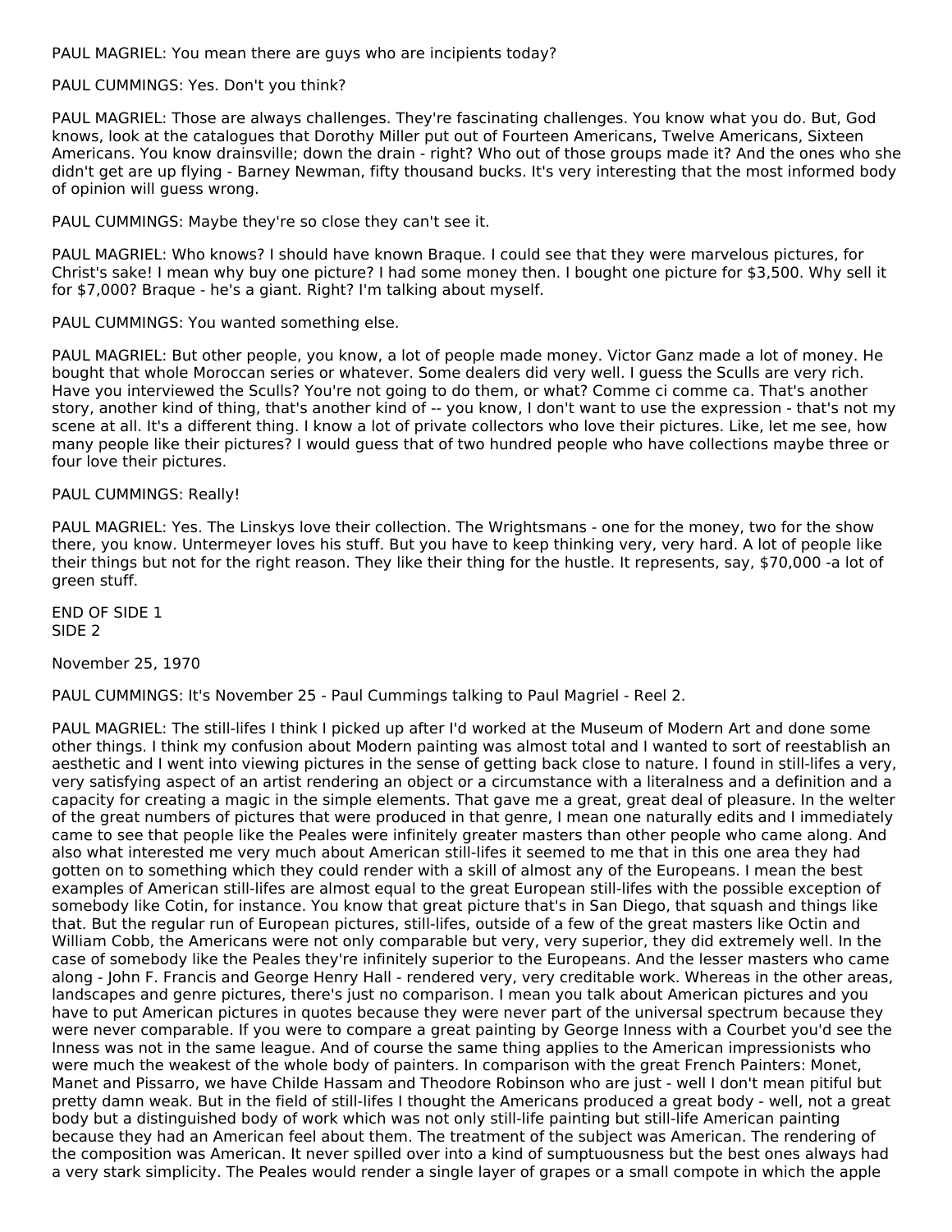PAUL MAGRIEL: You mean there are guys who are incipients today?

PAUL CUMMINGS: Yes. Don't you think?

PAUL MAGRIEL: Those are always challenges. They're fascinating challenges. You know what you do. But, God knows, look at the catalogues that Dorothy Miller put out of Fourteen Americans, Twelve Americans, Sixteen Americans. You know drainsville; down the drain - right? Who out of those groups made it? And the ones who she didn't get are up flying - Barney Newman, fifty thousand bucks. It's very interesting that the most informed body of opinion will guess wrong.

PAUL CUMMINGS: Maybe they're so close they can't see it.

PAUL MAGRIEL: Who knows? I should have known Braque. I could see that they were marvelous pictures, for Christ's sake! I mean why buy one picture? I had some money then. I bought one picture for $3,500. Why sell it for $7,000? Braque - he's a giant. Right? I'm talking about myself.

PAUL CUMMINGS: You wanted something else.

PAUL MAGRIEL: But other people, you know, a lot of people made money. Victor Ganz made a lot of money. He bought that whole Moroccan series or whatever. Some dealers did very well. I guess the Sculls are very rich. Have you interviewed the Sculls? You're not going to do them, or what? Comme ci comme ca. That's another story, another kind of thing, that's another kind of -- you know, I don't want to use the expression - that's not my scene at all. It's a different thing. I know a lot of private collectors who love their pictures. Like, let me see, how many people like their pictures? I would guess that of two hundred people who have collections maybe three or four love their pictures.

PAUL CUMMINGS: Really!

PAUL MAGRIEL: Yes. The Linskys love their collection. The Wrightsmans - one for the money, two for the show there, you know. Untermeyer loves his stuff. But you have to keep thinking very, very hard. A lot of people like their things but not for the right reason. They like their thing for the hustle. It represents, say, $70,000 -a lot of green stuff.

END OF SIDE 1
SIDE 2

November 25, 1970

PAUL CUMMINGS: It's November 25 - Paul Cummings talking to Paul Magriel - Reel 2.

PAUL MAGRIEL: The still-lifes I think I picked up after I'd worked at the Museum of Modern Art and done some other things. I think my confusion about Modern painting was almost total and I wanted to sort of reestablish an aesthetic and I went into viewing pictures in the sense of getting back close to nature. I found in still-lifes a very, very satisfying aspect of an artist rendering an object or a circumstance with a literalness and a definition and a capacity for creating a magic in the simple elements. That gave me a great, great deal of pleasure. In the welter of the great numbers of pictures that were produced in that genre, I mean one naturally edits and I immediately came to see that people like the Peales were infinitely greater masters than other people who came along. And also what interested me very much about American still-lifes it seemed to me that in this one area they had gotten on to something which they could render with a skill of almost any of the Europeans. I mean the best examples of American still-lifes are almost equal to the great European still-lifes with the possible exception of somebody like Cotin, for instance. You know that great picture that's in San Diego, that squash and things like that. But the regular run of European pictures, still-lifes, outside of a few of the great masters like Octin and William Cobb, the Americans were not only comparable but very, very superior, they did extremely well. In the case of somebody like the Peales they're infinitely superior to the Europeans. And the lesser masters who came along - John F. Francis and George Henry Hall - rendered very, very creditable work. Whereas in the other areas, landscapes and genre pictures, there's just no comparison. I mean you talk about American pictures and you have to put American pictures in quotes because they were never part of the universal spectrum because they were never comparable. If you were to compare a great painting by George Inness with a Courbet you'd see the Inness was not in the same league. And of course the same thing applies to the American impressionists who were much the weakest of the whole body of painters. In comparison with the great French Painters: Monet, Manet and Pissarro, we have Childe Hassam and Theodore Robinson who are just - well I don't mean pitiful but pretty damn weak. But in the field of still-lifes I thought the Americans produced a great body - well, not a great body but a distinguished body of work which was not only still-life painting but still-life American painting because they had an American feel about them. The treatment of the subject was American. The rendering of the composition was American. It never spilled over into a kind of sumptuousness but the best ones always had a very stark simplicity. The Peales would render a single layer of grapes or a small compote in which the apple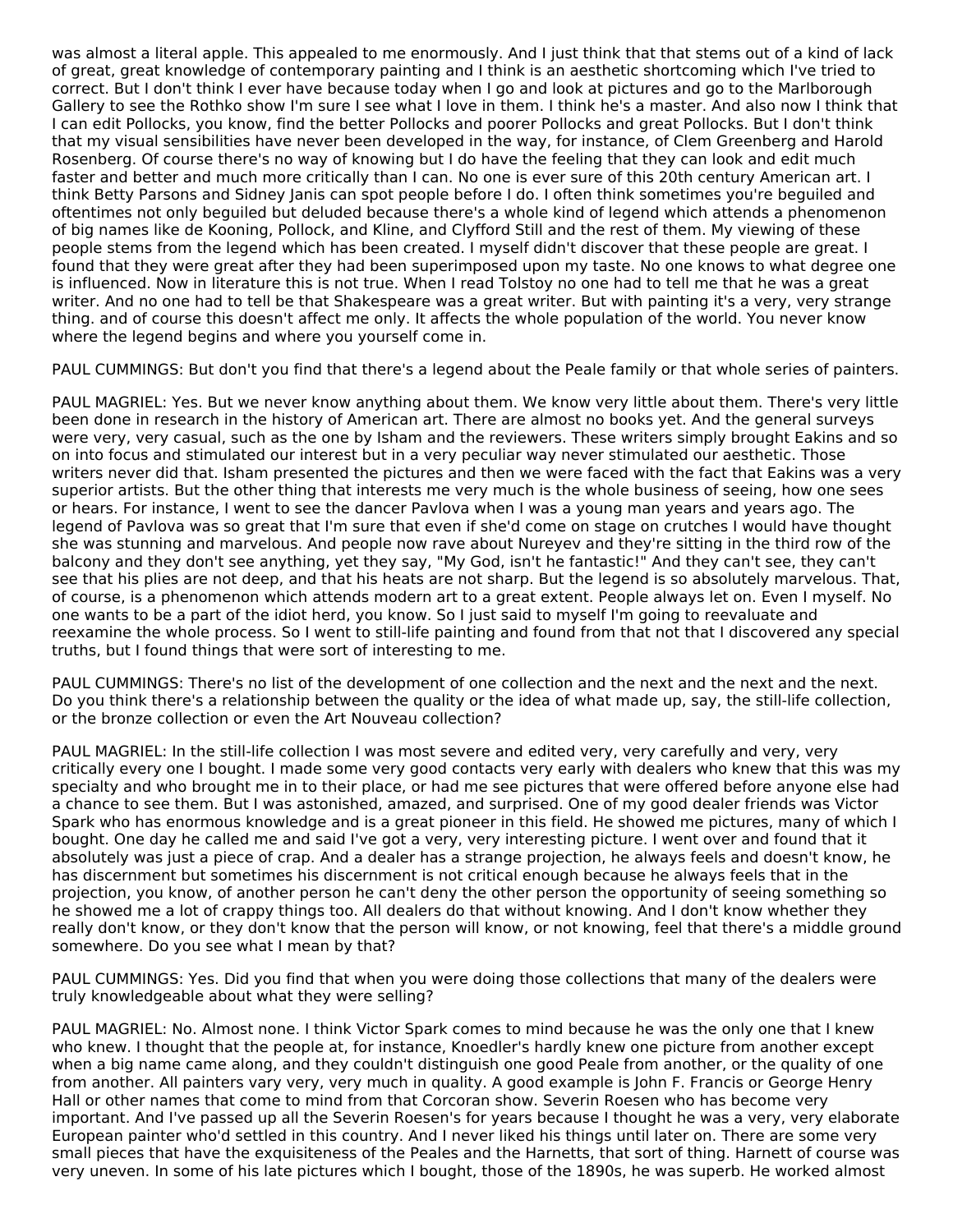was almost a literal apple. This appealed to me enormously. And I just think that that stems out of a kind of lack of great, great knowledge of contemporary painting and I think is an aesthetic shortcoming which I've tried to correct. But I don't think I ever have because today when I go and look at pictures and go to the Marlborough Gallery to see the Rothko show I'm sure I see what I love in them. I think he's a master. And also now I think that I can edit Pollocks, you know, find the better Pollocks and poorer Pollocks and great Pollocks. But I don't think that my visual sensibilities have never been developed in the way, for instance, of Clem Greenberg and Harold Rosenberg. Of course there's no way of knowing but I do have the feeling that they can look and edit much faster and better and much more critically than I can. No one is ever sure of this 20th century American art. I think Betty Parsons and Sidney Janis can spot people before I do. I often think sometimes you're beguiled and oftentimes not only beguiled but deluded because there's a whole kind of legend which attends a phenomenon of big names like de Kooning, Pollock, and Kline, and Clyfford Still and the rest of them. My viewing of these people stems from the legend which has been created. I myself didn't discover that these people are great. I found that they were great after they had been superimposed upon my taste. No one knows to what degree one is influenced. Now in literature this is not true. When I read Tolstoy no one had to tell me that he was a great writer. And no one had to tell be that Shakespeare was a great writer. But with painting it's a very, very strange thing. and of course this doesn't affect me only. It affects the whole population of the world. You never know where the legend begins and where you yourself come in.

PAUL CUMMINGS: But don't you find that there's a legend about the Peale family or that whole series of painters.

PAUL MAGRIEL: Yes. But we never know anything about them. We know very little about them. There's very little been done in research in the history of American art. There are almost no books yet. And the general surveys were very, very casual, such as the one by Isham and the reviewers. These writers simply brought Eakins and so on into focus and stimulated our interest but in a very peculiar way never stimulated our aesthetic. Those writers never did that. Isham presented the pictures and then we were faced with the fact that Eakins was a very superior artists. But the other thing that interests me very much is the whole business of seeing, how one sees or hears. For instance, I went to see the dancer Pavlova when I was a young man years and years ago. The legend of Pavlova was so great that I'm sure that even if she'd come on stage on crutches I would have thought she was stunning and marvelous. And people now rave about Nureyev and they're sitting in the third row of the balcony and they don't see anything, yet they say, "My God, isn't he fantastic!" And they can't see, they can't see that his plies are not deep, and that his heats are not sharp. But the legend is so absolutely marvelous. That, of course, is a phenomenon which attends modern art to a great extent. People always let on. Even I myself. No one wants to be a part of the idiot herd, you know. So I just said to myself I'm going to reevaluate and reexamine the whole process. So I went to still-life painting and found from that not that I discovered any special truths, but I found things that were sort of interesting to me.

PAUL CUMMINGS: There's no list of the development of one collection and the next and the next and the next. Do you think there's a relationship between the quality or the idea of what made up, say, the still-life collection, or the bronze collection or even the Art Nouveau collection?

PAUL MAGRIEL: In the still-life collection I was most severe and edited very, very carefully and very, very critically every one I bought. I made some very good contacts very early with dealers who knew that this was my specialty and who brought me in to their place, or had me see pictures that were offered before anyone else had a chance to see them. But I was astonished, amazed, and surprised. One of my good dealer friends was Victor Spark who has enormous knowledge and is a great pioneer in this field. He showed me pictures, many of which I bought. One day he called me and said I've got a very, very interesting picture. I went over and found that it absolutely was just a piece of crap. And a dealer has a strange projection, he always feels and doesn't know, he has discernment but sometimes his discernment is not critical enough because he always feels that in the projection, you know, of another person he can't deny the other person the opportunity of seeing something so he showed me a lot of crappy things too. All dealers do that without knowing. And I don't know whether they really don't know, or they don't know that the person will know, or not knowing, feel that there's a middle ground somewhere. Do you see what I mean by that?

PAUL CUMMINGS: Yes. Did you find that when you were doing those collections that many of the dealers were truly knowledgeable about what they were selling?

PAUL MAGRIEL: No. Almost none. I think Victor Spark comes to mind because he was the only one that I knew who knew. I thought that the people at, for instance, Knoedler's hardly knew one picture from another except when a big name came along, and they couldn't distinguish one good Peale from another, or the quality of one from another. All painters vary very, very much in quality. A good example is John F. Francis or George Henry Hall or other names that come to mind from that Corcoran show. Severin Roesen who has become very important. And I've passed up all the Severin Roesen's for years because I thought he was a very, very elaborate European painter who'd settled in this country. And I never liked his things until later on. There are some very small pieces that have the exquisiteness of the Peales and the Harnetts, that sort of thing. Harnett of course was very uneven. In some of his late pictures which I bought, those of the 1890s, he was superb. He worked almost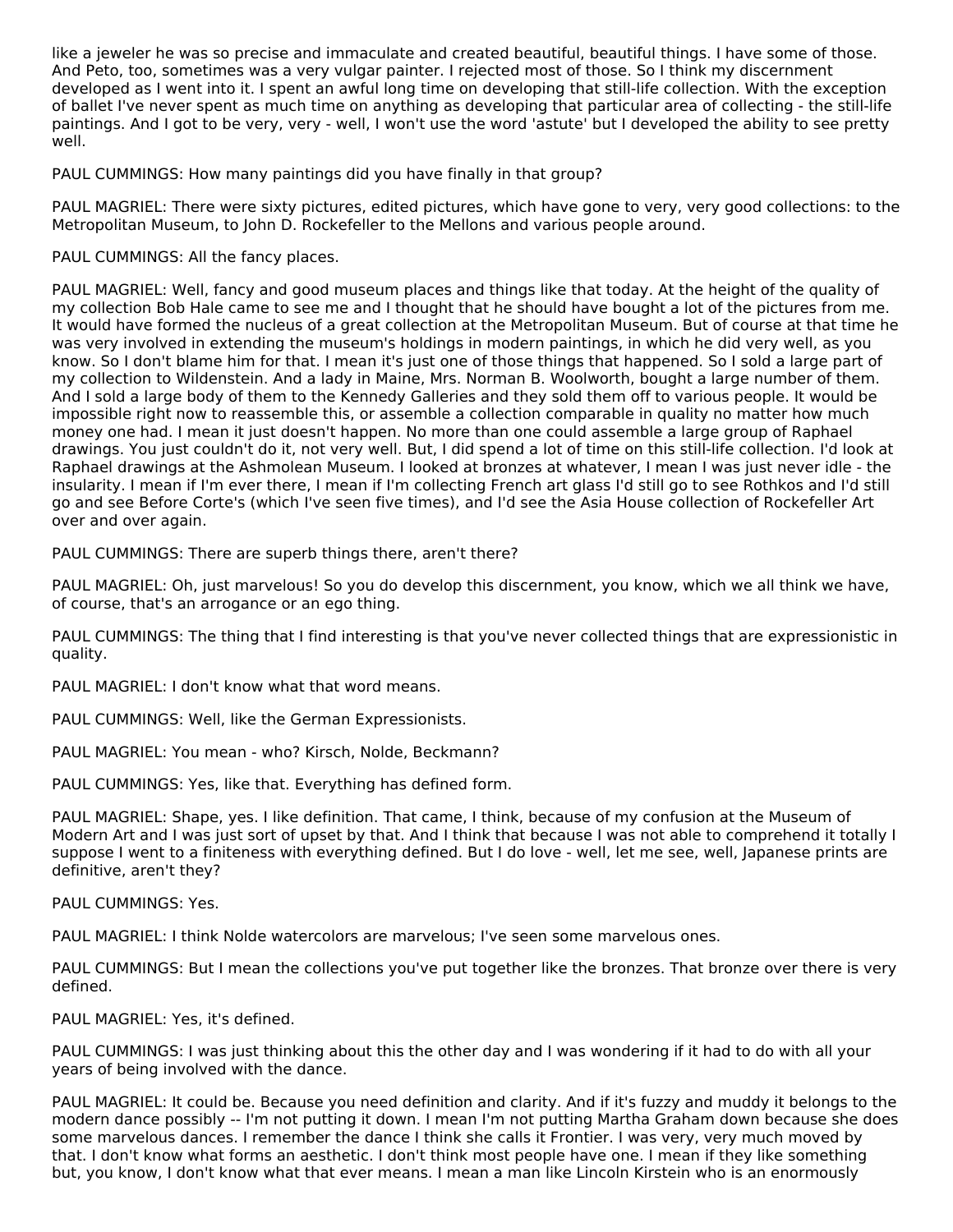like a jeweler he was so precise and immaculate and created beautiful, beautiful things. I have some of those. And Peto, too, sometimes was a very vulgar painter. I rejected most of those. So I think my discernment developed as I went into it. I spent an awful long time on developing that still-life collection. With the exception of ballet I've never spent as much time on anything as developing that particular area of collecting - the still-life paintings. And I got to be very, very - well, I won't use the word 'astute' but I developed the ability to see pretty well.

PAUL CUMMINGS: How many paintings did you have finally in that group?

PAUL MAGRIEL: There were sixty pictures, edited pictures, which have gone to very, very good collections: to the Metropolitan Museum, to John D. Rockefeller to the Mellons and various people around.

PAUL CUMMINGS: All the fancy places.

PAUL MAGRIEL: Well, fancy and good museum places and things like that today. At the height of the quality of my collection Bob Hale came to see me and I thought that he should have bought a lot of the pictures from me. It would have formed the nucleus of a great collection at the Metropolitan Museum. But of course at that time he was very involved in extending the museum's holdings in modern paintings, in which he did very well, as you know. So I don't blame him for that. I mean it's just one of those things that happened. So I sold a large part of my collection to Wildenstein. And a lady in Maine, Mrs. Norman B. Woolworth, bought a large number of them. And I sold a large body of them to the Kennedy Galleries and they sold them off to various people. It would be impossible right now to reassemble this, or assemble a collection comparable in quality no matter how much money one had. I mean it just doesn't happen. No more than one could assemble a large group of Raphael drawings. You just couldn't do it, not very well. But, I did spend a lot of time on this still-life collection. I'd look at Raphael drawings at the Ashmolean Museum. I looked at bronzes at whatever, I mean I was just never idle - the insularity. I mean if I'm ever there, I mean if I'm collecting French art glass I'd still go to see Rothkos and I'd still go and see Before Corte's (which I've seen five times), and I'd see the Asia House collection of Rockefeller Art over and over again.

PAUL CUMMINGS: There are superb things there, aren't there?

PAUL MAGRIEL: Oh, just marvelous! So you do develop this discernment, you know, which we all think we have, of course, that's an arrogance or an ego thing.

PAUL CUMMINGS: The thing that I find interesting is that you've never collected things that are expressionistic in quality.

PAUL MAGRIEL: I don't know what that word means.

PAUL CUMMINGS: Well, like the German Expressionists.

PAUL MAGRIEL: You mean - who? Kirsch, Nolde, Beckmann?

PAUL CUMMINGS: Yes, like that. Everything has defined form.

PAUL MAGRIEL: Shape, yes. I like definition. That came, I think, because of my confusion at the Museum of Modern Art and I was just sort of upset by that. And I think that because I was not able to comprehend it totally I suppose I went to a finiteness with everything defined. But I do love - well, let me see, well, Japanese prints are definitive, aren't they?

PAUL CUMMINGS: Yes.

PAUL MAGRIEL: I think Nolde watercolors are marvelous; I've seen some marvelous ones.

PAUL CUMMINGS: But I mean the collections you've put together like the bronzes. That bronze over there is very defined.

PAUL MAGRIEL: Yes, it's defined.

PAUL CUMMINGS: I was just thinking about this the other day and I was wondering if it had to do with all your years of being involved with the dance.

PAUL MAGRIEL: It could be. Because you need definition and clarity. And if it's fuzzy and muddy it belongs to the modern dance possibly -- I'm not putting it down. I mean I'm not putting Martha Graham down because she does some marvelous dances. I remember the dance I think she calls it Frontier. I was very, very much moved by that. I don't know what forms an aesthetic. I don't think most people have one. I mean if they like something but, you know, I don't know what that ever means. I mean a man like Lincoln Kirstein who is an enormously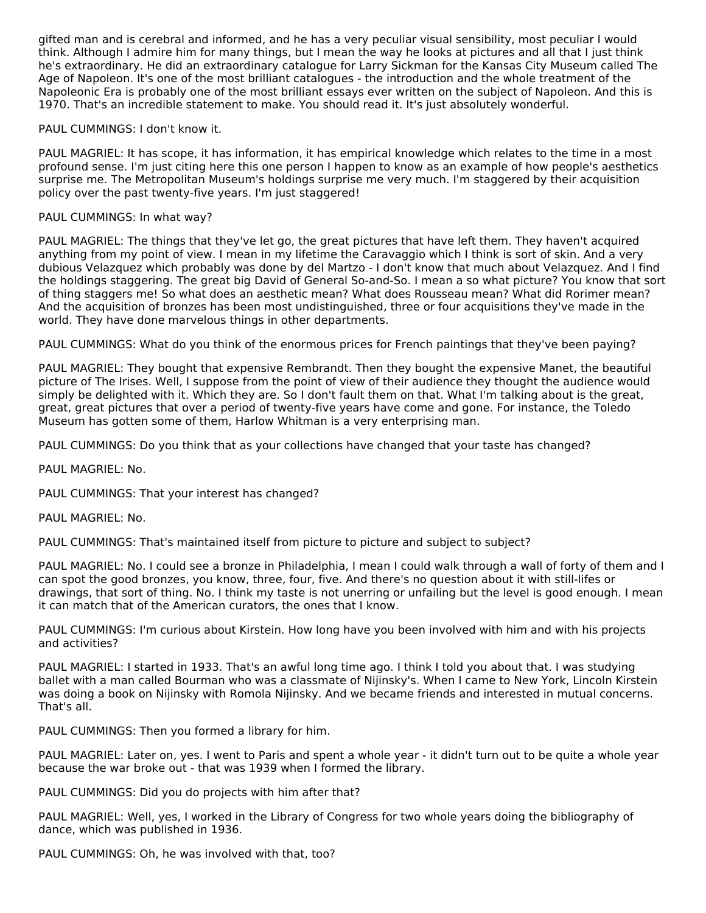gifted man and is cerebral and informed, and he has a very peculiar visual sensibility, most peculiar I would think. Although I admire him for many things, but I mean the way he looks at pictures and all that I just think he's extraordinary. He did an extraordinary catalogue for Larry Sickman for the Kansas City Museum called The Age of Napoleon. It's one of the most brilliant catalogues - the introduction and the whole treatment of the Napoleonic Era is probably one of the most brilliant essays ever written on the subject of Napoleon. And this is 1970. That's an incredible statement to make. You should read it. It's just absolutely wonderful.

PAUL CUMMINGS: I don't know it.

PAUL MAGRIEL: It has scope, it has information, it has empirical knowledge which relates to the time in a most profound sense. I'm just citing here this one person I happen to know as an example of how people's aesthetics surprise me. The Metropolitan Museum's holdings surprise me very much. I'm staggered by their acquisition policy over the past twenty-five years. I'm just staggered!

PAUL CUMMINGS: In what way?

PAUL MAGRIEL: The things that they've let go, the great pictures that have left them. They haven't acquired anything from my point of view. I mean in my lifetime the Caravaggio which I think is sort of skin. And a very dubious Velazquez which probably was done by del Martzo - I don't know that much about Velazquez. And I find the holdings staggering. The great big David of General So-and-So. I mean a so what picture? You know that sort of thing staggers me! So what does an aesthetic mean? What does Rousseau mean? What did Rorimer mean? And the acquisition of bronzes has been most undistinguished, three or four acquisitions they've made in the world. They have done marvelous things in other departments.

PAUL CUMMINGS: What do you think of the enormous prices for French paintings that they've been paying?

PAUL MAGRIEL: They bought that expensive Rembrandt. Then they bought the expensive Manet, the beautiful picture of The Irises. Well, I suppose from the point of view of their audience they thought the audience would simply be delighted with it. Which they are. So I don't fault them on that. What I'm talking about is the great, great, great pictures that over a period of twenty-five years have come and gone. For instance, the Toledo Museum has gotten some of them, Harlow Whitman is a very enterprising man.

PAUL CUMMINGS: Do you think that as your collections have changed that your taste has changed?

PAUL MAGRIEL: No.

PAUL CUMMINGS: That your interest has changed?

PAUL MAGRIEL: No.

PAUL CUMMINGS: That's maintained itself from picture to picture and subject to subject?

PAUL MAGRIEL: No. I could see a bronze in Philadelphia, I mean I could walk through a wall of forty of them and I can spot the good bronzes, you know, three, four, five. And there's no question about it with still-lifes or drawings, that sort of thing. No. I think my taste is not unerring or unfailing but the level is good enough. I mean it can match that of the American curators, the ones that I know.

PAUL CUMMINGS: I'm curious about Kirstein. How long have you been involved with him and with his projects and activities?

PAUL MAGRIEL: I started in 1933. That's an awful long time ago. I think I told you about that. I was studying ballet with a man called Bourman who was a classmate of Nijinsky's. When I came to New York, Lincoln Kirstein was doing a book on Nijinsky with Romola Nijinsky. And we became friends and interested in mutual concerns. That's all.

PAUL CUMMINGS: Then you formed a library for him.

PAUL MAGRIEL: Later on, yes. I went to Paris and spent a whole year - it didn't turn out to be quite a whole year because the war broke out - that was 1939 when I formed the library.

PAUL CUMMINGS: Did you do projects with him after that?

PAUL MAGRIEL: Well, yes, I worked in the Library of Congress for two whole years doing the bibliography of dance, which was published in 1936.

PAUL CUMMINGS: Oh, he was involved with that, too?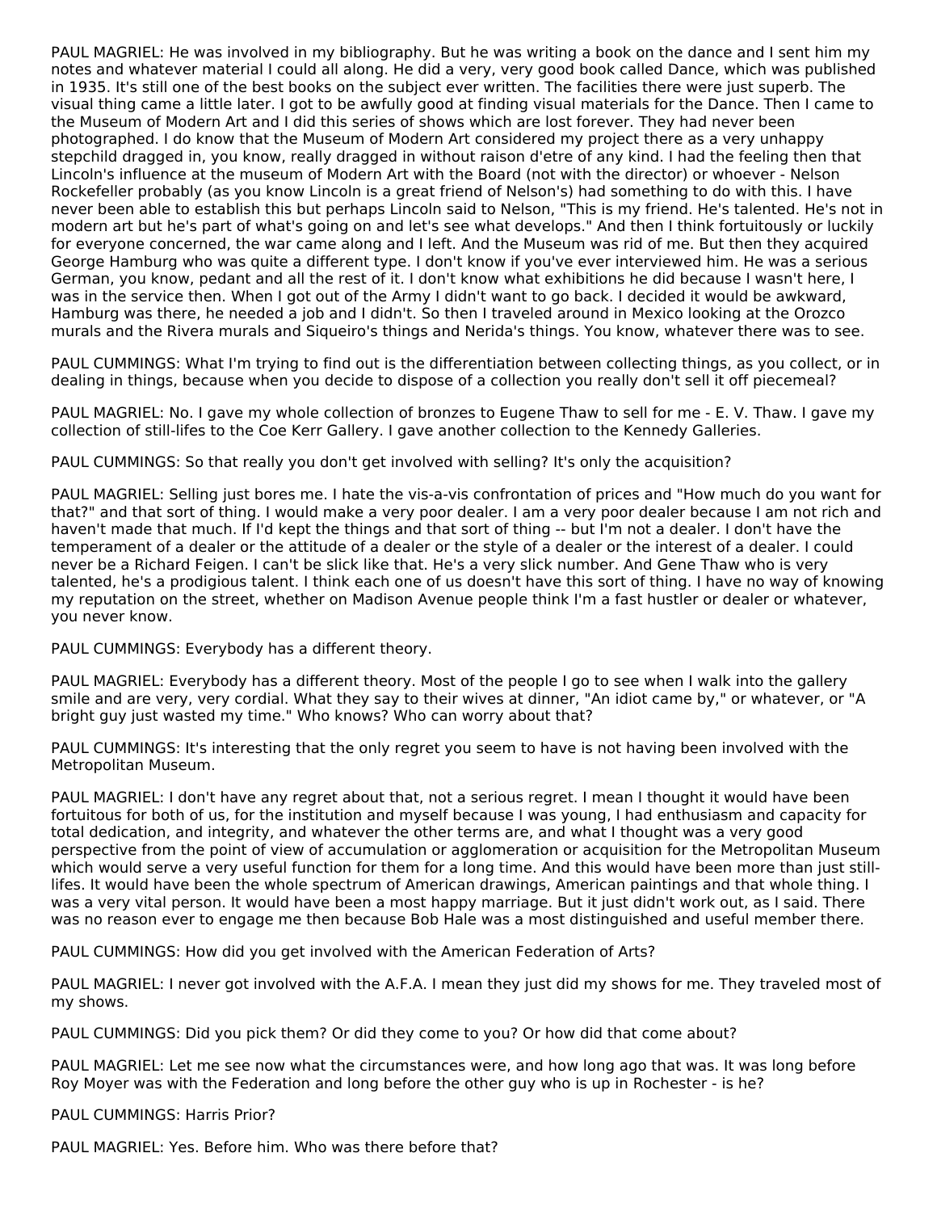PAUL MAGRIEL: He was involved in my bibliography. But he was writing a book on the dance and I sent him my notes and whatever material I could all along. He did a very, very good book called Dance, which was published in 1935. It's still one of the best books on the subject ever written. The facilities there were just superb. The visual thing came a little later. I got to be awfully good at finding visual materials for the Dance. Then I came to the Museum of Modern Art and I did this series of shows which are lost forever. They had never been photographed. I do know that the Museum of Modern Art considered my project there as a very unhappy stepchild dragged in, you know, really dragged in without raison d'etre of any kind. I had the feeling then that Lincoln's influence at the museum of Modern Art with the Board (not with the director) or whoever - Nelson Rockefeller probably (as you know Lincoln is a great friend of Nelson's) had something to do with this. I have never been able to establish this but perhaps Lincoln said to Nelson, "This is my friend. He's talented. He's not in modern art but he's part of what's going on and let's see what develops." And then I think fortuitously or luckily for everyone concerned, the war came along and I left. And the Museum was rid of me. But then they acquired George Hamburg who was quite a different type. I don't know if you've ever interviewed him. He was a serious German, you know, pedant and all the rest of it. I don't know what exhibitions he did because I wasn't here, I was in the service then. When I got out of the Army I didn't want to go back. I decided it would be awkward, Hamburg was there, he needed a job and I didn't. So then I traveled around in Mexico looking at the Orozco murals and the Rivera murals and Siqueiro's things and Nerida's things. You know, whatever there was to see.

PAUL CUMMINGS: What I'm trying to find out is the differentiation between collecting things, as you collect, or in dealing in things, because when you decide to dispose of a collection you really don't sell it off piecemeal?

PAUL MAGRIEL: No. I gave my whole collection of bronzes to Eugene Thaw to sell for me - E. V. Thaw. I gave my collection of still-lifes to the Coe Kerr Gallery. I gave another collection to the Kennedy Galleries.

PAUL CUMMINGS: So that really you don't get involved with selling? It's only the acquisition?

PAUL MAGRIEL: Selling just bores me. I hate the vis-a-vis confrontation of prices and "How much do you want for that?" and that sort of thing. I would make a very poor dealer. I am a very poor dealer because I am not rich and haven't made that much. If I'd kept the things and that sort of thing -- but I'm not a dealer. I don't have the temperament of a dealer or the attitude of a dealer or the style of a dealer or the interest of a dealer. I could never be a Richard Feigen. I can't be slick like that. He's a very slick number. And Gene Thaw who is very talented, he's a prodigious talent. I think each one of us doesn't have this sort of thing. I have no way of knowing my reputation on the street, whether on Madison Avenue people think I'm a fast hustler or dealer or whatever, you never know.

PAUL CUMMINGS: Everybody has a different theory.

PAUL MAGRIEL: Everybody has a different theory. Most of the people I go to see when I walk into the gallery smile and are very, very cordial. What they say to their wives at dinner, "An idiot came by," or whatever, or "A bright guy just wasted my time." Who knows? Who can worry about that?

PAUL CUMMINGS: It's interesting that the only regret you seem to have is not having been involved with the Metropolitan Museum.

PAUL MAGRIEL: I don't have any regret about that, not a serious regret. I mean I thought it would have been fortuitous for both of us, for the institution and myself because I was young, I had enthusiasm and capacity for total dedication, and integrity, and whatever the other terms are, and what I thought was a very good perspective from the point of view of accumulation or agglomeration or acquisition for the Metropolitan Museum which would serve a very useful function for them for a long time. And this would have been more than just still-lifes. It would have been the whole spectrum of American drawings, American paintings and that whole thing. I was a very vital person. It would have been a most happy marriage. But it just didn't work out, as I said. There was no reason ever to engage me then because Bob Hale was a most distinguished and useful member there.

PAUL CUMMINGS: How did you get involved with the American Federation of Arts?

PAUL MAGRIEL: I never got involved with the A.F.A. I mean they just did my shows for me. They traveled most of my shows.

PAUL CUMMINGS: Did you pick them? Or did they come to you? Or how did that come about?

PAUL MAGRIEL: Let me see now what the circumstances were, and how long ago that was. It was long before Roy Moyer was with the Federation and long before the other guy who is up in Rochester - is he?

PAUL CUMMINGS: Harris Prior?

PAUL MAGRIEL: Yes. Before him. Who was there before that?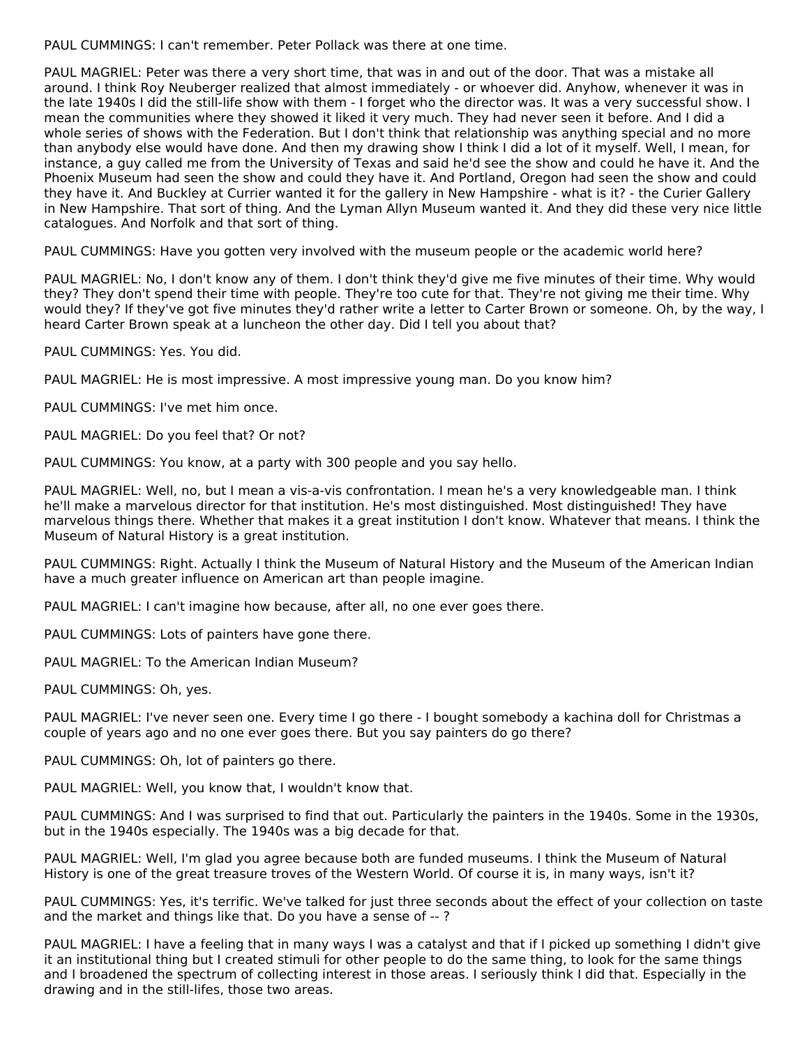PAUL CUMMINGS: I can't remember. Peter Pollack was there at one time.

PAUL MAGRIEL: Peter was there a very short time, that was in and out of the door. That was a mistake all around. I think Roy Neuberger realized that almost immediately - or whoever did. Anyhow, whenever it was in the late 1940s I did the still-life show with them - I forget who the director was. It was a very successful show. I mean the communities where they showed it liked it very much. They had never seen it before. And I did a whole series of shows with the Federation. But I don't think that relationship was anything special and no more than anybody else would have done. And then my drawing show I think I did a lot of it myself. Well, I mean, for instance, a guy called me from the University of Texas and said he'd see the show and could he have it. And the Phoenix Museum had seen the show and could they have it. And Portland, Oregon had seen the show and could they have it. And Buckley at Currier wanted it for the gallery in New Hampshire - what is it? - the Curier Gallery in New Hampshire. That sort of thing. And the Lyman Allyn Museum wanted it. And they did these very nice little catalogues. And Norfolk and that sort of thing.

PAUL CUMMINGS: Have you gotten very involved with the museum people or the academic world here?

PAUL MAGRIEL: No, I don't know any of them. I don't think they'd give me five minutes of their time. Why would they? They don't spend their time with people. They're too cute for that. They're not giving me their time. Why would they? If they've got five minutes they'd rather write a letter to Carter Brown or someone. Oh, by the way, I heard Carter Brown speak at a luncheon the other day. Did I tell you about that?

PAUL CUMMINGS: Yes. You did.

PAUL MAGRIEL: He is most impressive. A most impressive young man. Do you know him?

PAUL CUMMINGS: I've met him once.

PAUL MAGRIEL: Do you feel that? Or not?

PAUL CUMMINGS: You know, at a party with 300 people and you say hello.

PAUL MAGRIEL: Well, no, but I mean a vis-a-vis confrontation. I mean he's a very knowledgeable man. I think he'll make a marvelous director for that institution. He's most distinguished. Most distinguished! They have marvelous things there. Whether that makes it a great institution I don't know. Whatever that means. I think the Museum of Natural History is a great institution.

PAUL CUMMINGS: Right. Actually I think the Museum of Natural History and the Museum of the American Indian have a much greater influence on American art than people imagine.

PAUL MAGRIEL: I can't imagine how because, after all, no one ever goes there.

PAUL CUMMINGS: Lots of painters have gone there.

PAUL MAGRIEL: To the American Indian Museum?

PAUL CUMMINGS: Oh, yes.

PAUL MAGRIEL: I've never seen one. Every time I go there - I bought somebody a kachina doll for Christmas a couple of years ago and no one ever goes there. But you say painters do go there?

PAUL CUMMINGS: Oh, lot of painters go there.

PAUL MAGRIEL: Well, you know that, I wouldn't know that.

PAUL CUMMINGS: And I was surprised to find that out. Particularly the painters in the 1940s. Some in the 1930s, but in the 1940s especially. The 1940s was a big decade for that.

PAUL MAGRIEL: Well, I'm glad you agree because both are funded museums. I think the Museum of Natural History is one of the great treasure troves of the Western World. Of course it is, in many ways, isn't it?

PAUL CUMMINGS: Yes, it's terrific. We've talked for just three seconds about the effect of your collection on taste and the market and things like that. Do you have a sense of -- ?

PAUL MAGRIEL: I have a feeling that in many ways I was a catalyst and that if I picked up something I didn't give it an institutional thing but I created stimuli for other people to do the same thing, to look for the same things and I broadened the spectrum of collecting interest in those areas. I seriously think I did that. Especially in the drawing and in the still-lifes, those two areas.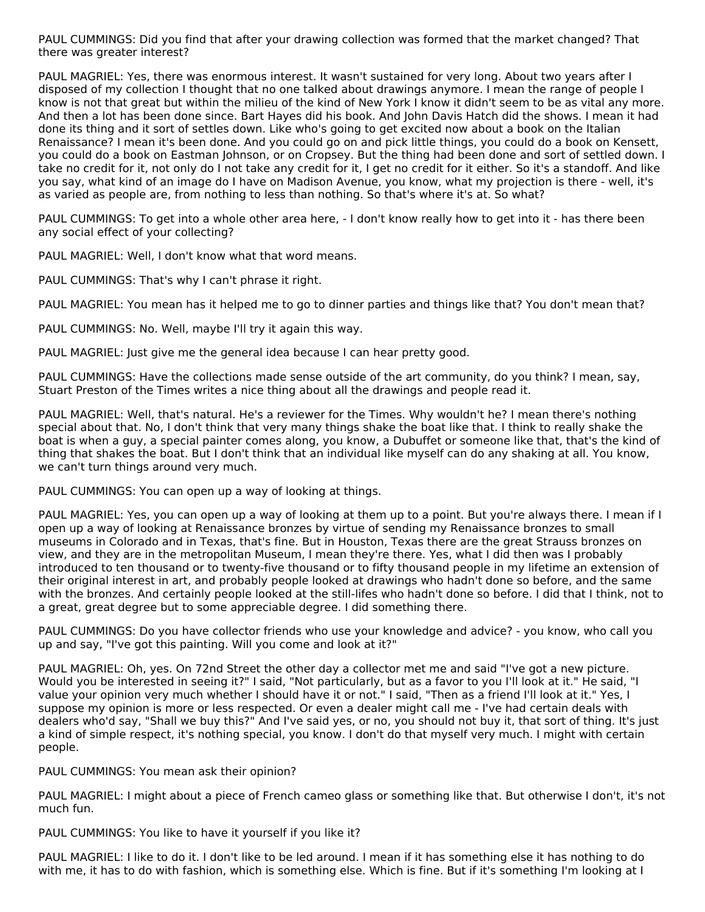PAUL CUMMINGS: Did you find that after your drawing collection was formed that the market changed? That there was greater interest?

PAUL MAGRIEL: Yes, there was enormous interest. It wasn't sustained for very long. About two years after I disposed of my collection I thought that no one talked about drawings anymore. I mean the range of people I know is not that great but within the milieu of the kind of New York I know it didn't seem to be as vital any more. And then a lot has been done since. Bart Hayes did his book. And John Davis Hatch did the shows. I mean it had done its thing and it sort of settles down. Like who's going to get excited now about a book on the Italian Renaissance? I mean it's been done. And you could go on and pick little things, you could do a book on Kensett, you could do a book on Eastman Johnson, or on Cropsey. But the thing had been done and sort of settled down. I take no credit for it, not only do I not take any credit for it, I get no credit for it either. So it's a standoff. And like you say, what kind of an image do I have on Madison Avenue, you know, what my projection is there - well, it's as varied as people are, from nothing to less than nothing. So that's where it's at. So what?

PAUL CUMMINGS: To get into a whole other area here, - I don't know really how to get into it - has there been any social effect of your collecting?

PAUL MAGRIEL: Well, I don't know what that word means.

PAUL CUMMINGS: That's why I can't phrase it right.

PAUL MAGRIEL: You mean has it helped me to go to dinner parties and things like that? You don't mean that?

PAUL CUMMINGS: No. Well, maybe I'll try it again this way.

PAUL MAGRIEL: Just give me the general idea because I can hear pretty good.

PAUL CUMMINGS: Have the collections made sense outside of the art community, do you think? I mean, say, Stuart Preston of the Times writes a nice thing about all the drawings and people read it.

PAUL MAGRIEL: Well, that's natural. He's a reviewer for the Times. Why wouldn't he? I mean there's nothing special about that. No, I don't think that very many things shake the boat like that. I think to really shake the boat is when a guy, a special painter comes along, you know, a Dubuffet or someone like that, that's the kind of thing that shakes the boat. But I don't think that an individual like myself can do any shaking at all. You know, we can't turn things around very much.

PAUL CUMMINGS: You can open up a way of looking at things.

PAUL MAGRIEL: Yes, you can open up a way of looking at them up to a point. But you're always there. I mean if I open up a way of looking at Renaissance bronzes by virtue of sending my Renaissance bronzes to small museums in Colorado and in Texas, that's fine. But in Houston, Texas there are the great Strauss bronzes on view, and they are in the metropolitan Museum, I mean they're there. Yes, what I did then was I probably introduced to ten thousand or to twenty-five thousand or to fifty thousand people in my lifetime an extension of their original interest in art, and probably people looked at drawings who hadn't done so before, and the same with the bronzes. And certainly people looked at the still-lifes who hadn't done so before. I did that I think, not to a great, great degree but to some appreciable degree. I did something there.

PAUL CUMMINGS: Do you have collector friends who use your knowledge and advice? - you know, who call you up and say, "I've got this painting. Will you come and look at it?"

PAUL MAGRIEL: Oh, yes. On 72nd Street the other day a collector met me and said "I've got a new picture. Would you be interested in seeing it?" I said, "Not particularly, but as a favor to you I'll look at it." He said, "I value your opinion very much whether I should have it or not." I said, "Then as a friend I'll look at it." Yes, I suppose my opinion is more or less respected. Or even a dealer might call me - I've had certain deals with dealers who'd say, "Shall we buy this?" And I've said yes, or no, you should not buy it, that sort of thing. It's just a kind of simple respect, it's nothing special, you know. I don't do that myself very much. I might with certain people.

PAUL CUMMINGS: You mean ask their opinion?

PAUL MAGRIEL: I might about a piece of French cameo glass or something like that. But otherwise I don't, it's not much fun.

PAUL CUMMINGS: You like to have it yourself if you like it?

PAUL MAGRIEL: I like to do it. I don't like to be led around. I mean if it has something else it has nothing to do with me, it has to do with fashion, which is something else. Which is fine. But if it's something I'm looking at I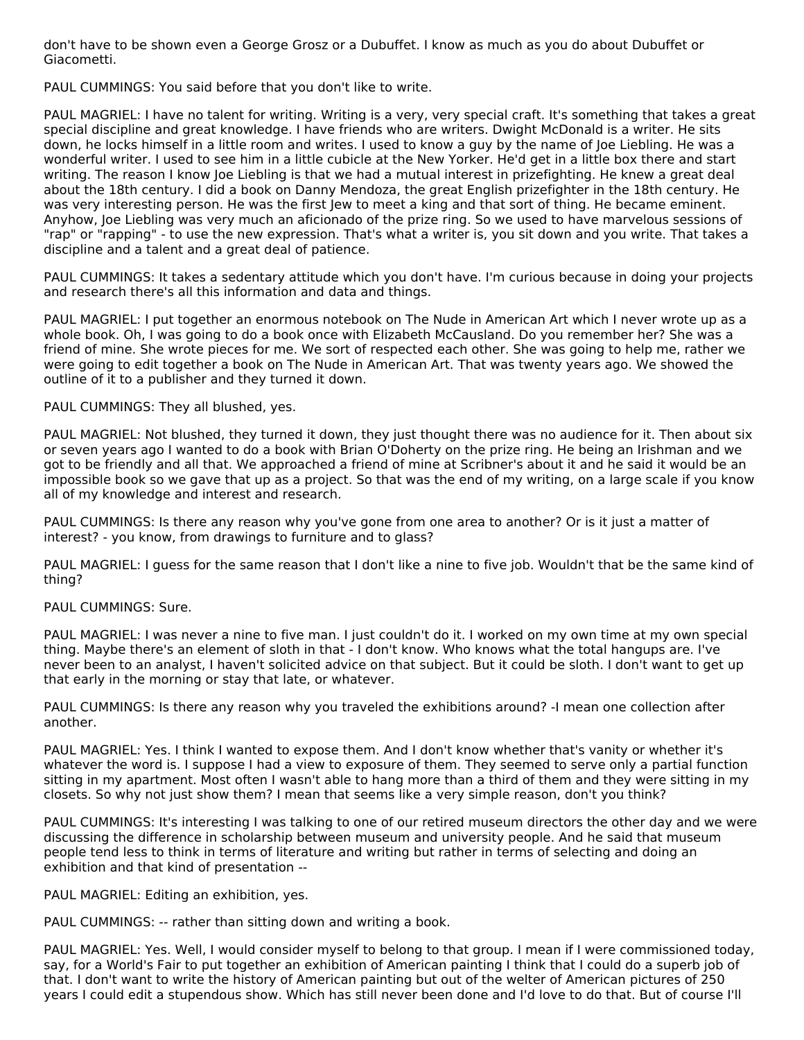don't have to be shown even a George Grosz or a Dubuffet. I know as much as you do about Dubuffet or Giacometti.

PAUL CUMMINGS: You said before that you don't like to write.

PAUL MAGRIEL: I have no talent for writing. Writing is a very, very special craft. It's something that takes a great special discipline and great knowledge. I have friends who are writers. Dwight McDonald is a writer. He sits down, he locks himself in a little room and writes. I used to know a guy by the name of Joe Liebling. He was a wonderful writer. I used to see him in a little cubicle at the New Yorker. He'd get in a little box there and start writing. The reason I know Joe Liebling is that we had a mutual interest in prizefighting. He knew a great deal about the 18th century. I did a book on Danny Mendoza, the great English prizefighter in the 18th century. He was very interesting person. He was the first Jew to meet a king and that sort of thing. He became eminent. Anyhow, Joe Liebling was very much an aficionado of the prize ring. So we used to have marvelous sessions of "rap" or "rapping" - to use the new expression. That's what a writer is, you sit down and you write. That takes a discipline and a talent and a great deal of patience.

PAUL CUMMINGS: It takes a sedentary attitude which you don't have. I'm curious because in doing your projects and research there's all this information and data and things.

PAUL MAGRIEL: I put together an enormous notebook on The Nude in American Art which I never wrote up as a whole book. Oh, I was going to do a book once with Elizabeth McCausland. Do you remember her? She was a friend of mine. She wrote pieces for me. We sort of respected each other. She was going to help me, rather we were going to edit together a book on The Nude in American Art. That was twenty years ago. We showed the outline of it to a publisher and they turned it down.

PAUL CUMMINGS: They all blushed, yes.

PAUL MAGRIEL: Not blushed, they turned it down, they just thought there was no audience for it. Then about six or seven years ago I wanted to do a book with Brian O'Doherty on the prize ring. He being an Irishman and we got to be friendly and all that. We approached a friend of mine at Scribner's about it and he said it would be an impossible book so we gave that up as a project. So that was the end of my writing, on a large scale if you know all of my knowledge and interest and research.

PAUL CUMMINGS: Is there any reason why you've gone from one area to another? Or is it just a matter of interest? - you know, from drawings to furniture and to glass?

PAUL MAGRIEL: I guess for the same reason that I don't like a nine to five job. Wouldn't that be the same kind of thing?

PAUL CUMMINGS: Sure.

PAUL MAGRIEL: I was never a nine to five man. I just couldn't do it. I worked on my own time at my own special thing. Maybe there's an element of sloth in that - I don't know. Who knows what the total hangups are. I've never been to an analyst, I haven't solicited advice on that subject. But it could be sloth. I don't want to get up that early in the morning or stay that late, or whatever.

PAUL CUMMINGS: Is there any reason why you traveled the exhibitions around? -I mean one collection after another.

PAUL MAGRIEL: Yes. I think I wanted to expose them. And I don't know whether that's vanity or whether it's whatever the word is. I suppose I had a view to exposure of them. They seemed to serve only a partial function sitting in my apartment. Most often I wasn't able to hang more than a third of them and they were sitting in my closets. So why not just show them? I mean that seems like a very simple reason, don't you think?

PAUL CUMMINGS: It's interesting I was talking to one of our retired museum directors the other day and we were discussing the difference in scholarship between museum and university people. And he said that museum people tend less to think in terms of literature and writing but rather in terms of selecting and doing an exhibition and that kind of presentation --

PAUL MAGRIEL: Editing an exhibition, yes.

PAUL CUMMINGS: -- rather than sitting down and writing a book.

PAUL MAGRIEL: Yes. Well, I would consider myself to belong to that group. I mean if I were commissioned today, say, for a World's Fair to put together an exhibition of American painting I think that I could do a superb job of that. I don't want to write the history of American painting but out of the welter of American pictures of 250 years I could edit a stupendous show. Which has still never been done and I'd love to do that. But of course I'll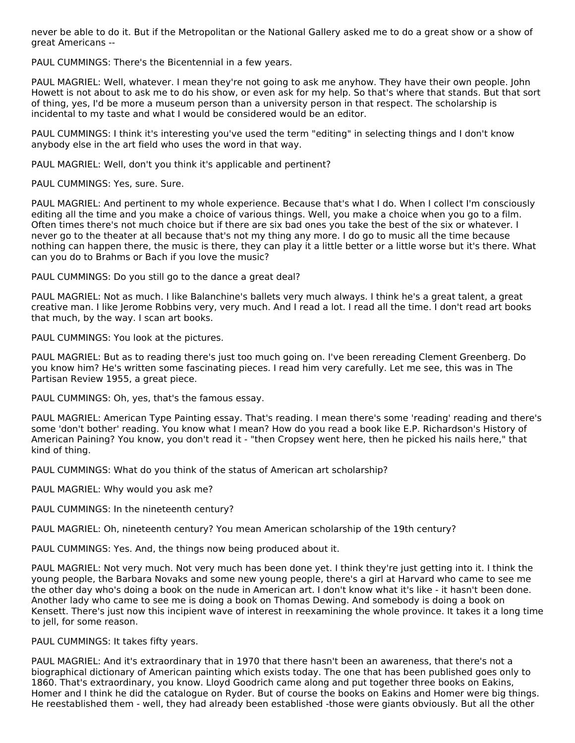never be able to do it. But if the Metropolitan or the National Gallery asked me to do a great show or a show of great Americans --

PAUL CUMMINGS: There's the Bicentennial in a few years.

PAUL MAGRIEL: Well, whatever. I mean they're not going to ask me anyhow. They have their own people. John Howett is not about to ask me to do his show, or even ask for my help. So that's where that stands. But that sort of thing, yes, I'd be more a museum person than a university person in that respect. The scholarship is incidental to my taste and what I would be considered would be an editor.

PAUL CUMMINGS: I think it's interesting you've used the term "editing" in selecting things and I don't know anybody else in the art field who uses the word in that way.

PAUL MAGRIEL: Well, don't you think it's applicable and pertinent?

PAUL CUMMINGS: Yes, sure. Sure.

PAUL MAGRIEL: And pertinent to my whole experience. Because that's what I do. When I collect I'm consciously editing all the time and you make a choice of various things. Well, you make a choice when you go to a film. Often times there's not much choice but if there are six bad ones you take the best of the six or whatever. I never go to the theater at all because that's not my thing any more. I do go to music all the time because nothing can happen there, the music is there, they can play it a little better or a little worse but it's there. What can you do to Brahms or Bach if you love the music?

PAUL CUMMINGS: Do you still go to the dance a great deal?

PAUL MAGRIEL: Not as much. I like Balanchine's ballets very much always. I think he's a great talent, a great creative man. I like Jerome Robbins very, very much. And I read a lot. I read all the time. I don't read art books that much, by the way. I scan art books.

PAUL CUMMINGS: You look at the pictures.

PAUL MAGRIEL: But as to reading there's just too much going on. I've been rereading Clement Greenberg. Do you know him? He's written some fascinating pieces. I read him very carefully. Let me see, this was in The Partisan Review 1955, a great piece.

PAUL CUMMINGS: Oh, yes, that's the famous essay.

PAUL MAGRIEL: American Type Painting essay. That's reading. I mean there's some 'reading' reading and there's some 'don't bother' reading. You know what I mean? How do you read a book like E.P. Richardson's History of American Paining? You know, you don't read it - "then Cropsey went here, then he picked his nails here," that kind of thing.

PAUL CUMMINGS: What do you think of the status of American art scholarship?

PAUL MAGRIEL: Why would you ask me?

PAUL CUMMINGS: In the nineteenth century?

PAUL MAGRIEL: Oh, nineteenth century? You mean American scholarship of the 19th century?

PAUL CUMMINGS: Yes. And, the things now being produced about it.

PAUL MAGRIEL: Not very much. Not very much has been done yet. I think they're just getting into it. I think the young people, the Barbara Novaks and some new young people, there's a girl at Harvard who came to see me the other day who's doing a book on the nude in American art. I don't know what it's like - it hasn't been done. Another lady who came to see me is doing a book on Thomas Dewing. And somebody is doing a book on Kensett. There's just now this incipient wave of interest in reexamining the whole province. It takes it a long time to jell, for some reason.

PAUL CUMMINGS: It takes fifty years.

PAUL MAGRIEL: And it's extraordinary that in 1970 that there hasn't been an awareness, that there's not a biographical dictionary of American painting which exists today. The one that has been published goes only to 1860. That's extraordinary, you know. Lloyd Goodrich came along and put together three books on Eakins, Homer and I think he did the catalogue on Ryder. But of course the books on Eakins and Homer were big things. He reestablished them - well, they had already been established -those were giants obviously. But all the other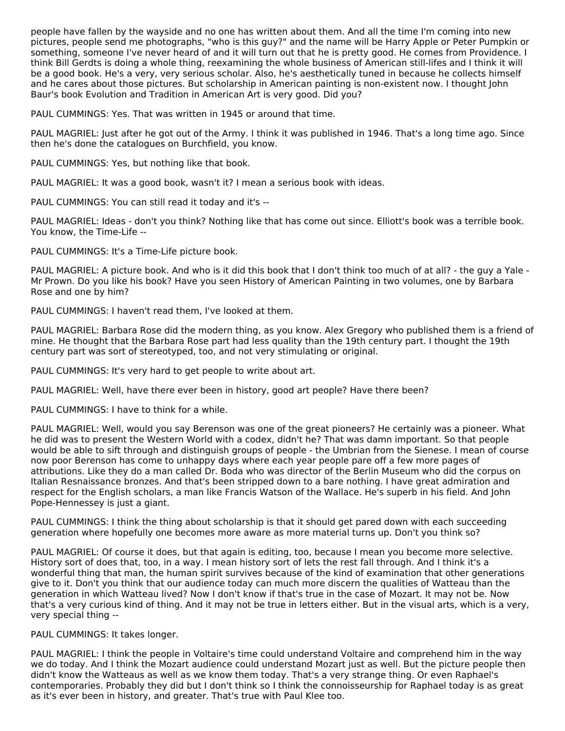people have fallen by the wayside and no one has written about them. And all the time I'm coming into new pictures, people send me photographs, "who is this guy?" and the name will be Harry Apple or Peter Pumpkin or something, someone I've never heard of and it will turn out that he is pretty good. He comes from Providence. I think Bill Gerdts is doing a whole thing, reexamining the whole business of American still-lifes and I think it will be a good book. He's a very, very serious scholar. Also, he's aesthetically tuned in because he collects himself and he cares about those pictures. But scholarship in American painting is non-existent now. I thought John Baur's book Evolution and Tradition in American Art is very good. Did you?

PAUL CUMMINGS: Yes. That was written in 1945 or around that time.

PAUL MAGRIEL: Just after he got out of the Army. I think it was published in 1946. That's a long time ago. Since then he's done the catalogues on Burchfield, you know.

PAUL CUMMINGS: Yes, but nothing like that book.

PAUL MAGRIEL: It was a good book, wasn't it? I mean a serious book with ideas.

PAUL CUMMINGS: You can still read it today and it's --

PAUL MAGRIEL: Ideas - don't you think? Nothing like that has come out since. Elliott's book was a terrible book. You know, the Time-Life --

PAUL CUMMINGS: It's a Time-Life picture book.

PAUL MAGRIEL: A picture book. And who is it did this book that I don't think too much of at all? - the guy a Yale - Mr Prown. Do you like his book? Have you seen History of American Painting in two volumes, one by Barbara Rose and one by him?

PAUL CUMMINGS: I haven't read them, I've looked at them.

PAUL MAGRIEL: Barbara Rose did the modern thing, as you know. Alex Gregory who published them is a friend of mine. He thought that the Barbara Rose part had less quality than the 19th century part. I thought the 19th century part was sort of stereotyped, too, and not very stimulating or original.

PAUL CUMMINGS: It's very hard to get people to write about art.

PAUL MAGRIEL: Well, have there ever been in history, good art people? Have there been?

PAUL CUMMINGS: I have to think for a while.

PAUL MAGRIEL: Well, would you say Berenson was one of the great pioneers? He certainly was a pioneer. What he did was to present the Western World with a codex, didn't he? That was damn important. So that people would be able to sift through and distinguish groups of people - the Umbrian from the Sienese. I mean of course now poor Berenson has come to unhappy days where each year people pare off a few more pages of attributions. Like they do a man called Dr. Boda who was director of the Berlin Museum who did the corpus on Italian Resnaissance bronzes. And that's been stripped down to a bare nothing. I have great admiration and respect for the English scholars, a man like Francis Watson of the Wallace. He's superb in his field. And John Pope-Hennessey is just a giant.

PAUL CUMMINGS: I think the thing about scholarship is that it should get pared down with each succeeding generation where hopefully one becomes more aware as more material turns up. Don't you think so?

PAUL MAGRIEL: Of course it does, but that again is editing, too, because I mean you become more selective. History sort of does that, too, in a way. I mean history sort of lets the rest fall through. And I think it's a wonderful thing that man, the human spirit survives because of the kind of examination that other generations give to it. Don't you think that our audience today can much more discern the qualities of Watteau than the generation in which Watteau lived? Now I don't know if that's true in the case of Mozart. It may not be. Now that's a very curious kind of thing. And it may not be true in letters either. But in the visual arts, which is a very, very special thing --

PAUL CUMMINGS: It takes longer.

PAUL MAGRIEL: I think the people in Voltaire's time could understand Voltaire and comprehend him in the way we do today. And I think the Mozart audience could understand Mozart just as well. But the picture people then didn't know the Watteaus as well as we know them today. That's a very strange thing. Or even Raphael's contemporaries. Probably they did but I don't think so I think the connoisseurship for Raphael today is as great as it's ever been in history, and greater. That's true with Paul Klee too.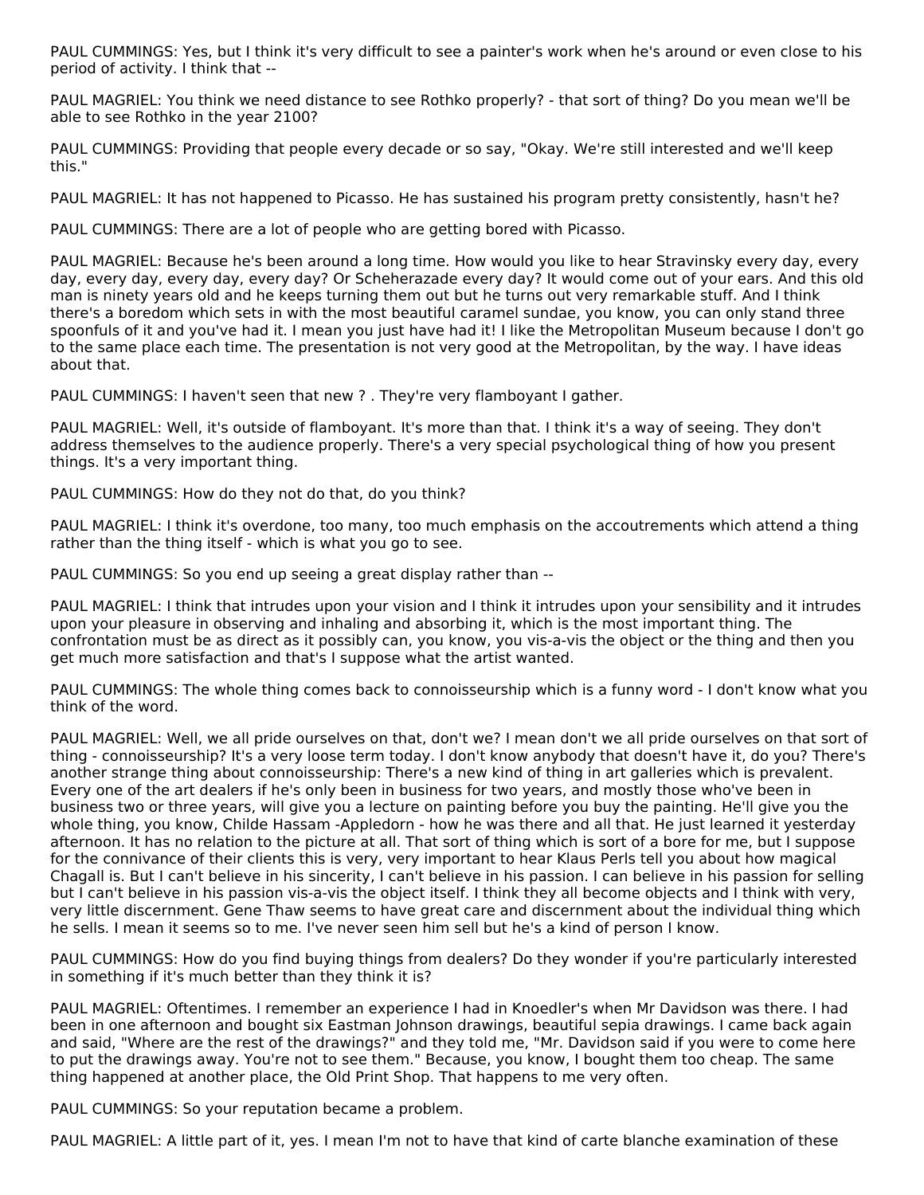PAUL CUMMINGS: Yes, but I think it's very difficult to see a painter's work when he's around or even close to his period of activity. I think that --

PAUL MAGRIEL: You think we need distance to see Rothko properly? - that sort of thing? Do you mean we'll be able to see Rothko in the year 2100?

PAUL CUMMINGS: Providing that people every decade or so say, "Okay. We're still interested and we'll keep this."

PAUL MAGRIEL: It has not happened to Picasso. He has sustained his program pretty consistently, hasn't he?

PAUL CUMMINGS: There are a lot of people who are getting bored with Picasso.

PAUL MAGRIEL: Because he's been around a long time. How would you like to hear Stravinsky every day, every day, every day, every day, every day, every day? Or Scheherazade every day? It would come out of your ears. And this old man is ninety years old and he keeps turning them out but he turns out very remarkable stuff. And I think there's a boredom which sets in with the most beautiful caramel sundae, you know, you can only stand three spoonfuls of it and you've had it. I mean you just have had it! I like the Metropolitan Museum because I don't go to the same place each time. The presentation is not very good at the Metropolitan, by the way. I have ideas about that.

PAUL CUMMINGS: I haven't seen that new ? . They're very flamboyant I gather.

PAUL MAGRIEL: Well, it's outside of flamboyant. It's more than that. I think it's a way of seeing. They don't address themselves to the audience properly. There's a very special psychological thing of how you present things. It's a very important thing.

PAUL CUMMINGS: How do they not do that, do you think?

PAUL MAGRIEL: I think it's overdone, too many, too much emphasis on the accoutrements which attend a thing rather than the thing itself - which is what you go to see.

PAUL CUMMINGS: So you end up seeing a great display rather than --

PAUL MAGRIEL: I think that intrudes upon your vision and I think it intrudes upon your sensibility and it intrudes upon your pleasure in observing and inhaling and absorbing it, which is the most important thing. The confrontation must be as direct as it possibly can, you know, you vis-a-vis the object or the thing and then you get much more satisfaction and that's I suppose what the artist wanted.

PAUL CUMMINGS: The whole thing comes back to connoisseurship which is a funny word - I don't know what you think of the word.

PAUL MAGRIEL: Well, we all pride ourselves on that, don't we? I mean don't we all pride ourselves on that sort of thing - connoisseurship? It's a very loose term today. I don't know anybody that doesn't have it, do you? There's another strange thing about connoisseurship: There's a new kind of thing in art galleries which is prevalent. Every one of the art dealers if he's only been in business for two years, and mostly those who've been in business two or three years, will give you a lecture on painting before you buy the painting. He'll give you the whole thing, you know, Childe Hassam -Appledorn - how he was there and all that. He just learned it yesterday afternoon. It has no relation to the picture at all. That sort of thing which is sort of a bore for me, but I suppose for the connivance of their clients this is very, very important to hear Klaus Perls tell you about how magical Chagall is. But I can't believe in his sincerity, I can't believe in his passion. I can believe in his passion for selling but I can't believe in his passion vis-a-vis the object itself. I think they all become objects and I think with very, very little discernment. Gene Thaw seems to have great care and discernment about the individual thing which he sells. I mean it seems so to me. I've never seen him sell but he's a kind of person I know.

PAUL CUMMINGS: How do you find buying things from dealers? Do they wonder if you're particularly interested in something if it's much better than they think it is?

PAUL MAGRIEL: Oftentimes. I remember an experience I had in Knoedler's when Mr Davidson was there. I had been in one afternoon and bought six Eastman Johnson drawings, beautiful sepia drawings. I came back again and said, "Where are the rest of the drawings?" and they told me, "Mr. Davidson said if you were to come here to put the drawings away. You're not to see them." Because, you know, I bought them too cheap. The same thing happened at another place, the Old Print Shop. That happens to me very often.

PAUL CUMMINGS: So your reputation became a problem.

PAUL MAGRIEL: A little part of it, yes. I mean I'm not to have that kind of carte blanche examination of these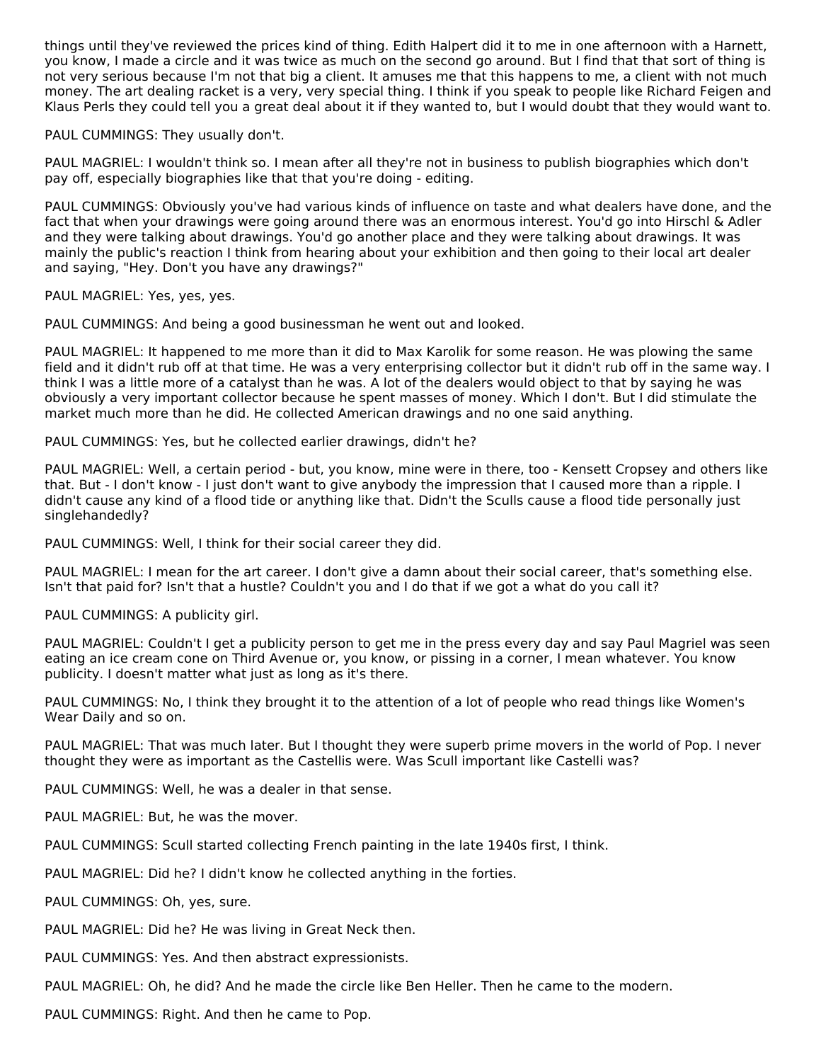things until they've reviewed the prices kind of thing. Edith Halpert did it to me in one afternoon with a Harnett, you know, I made a circle and it was twice as much on the second go around. But I find that that sort of thing is not very serious because I'm not that big a client. It amuses me that this happens to me, a client with not much money. The art dealing racket is a very, very special thing. I think if you speak to people like Richard Feigen and Klaus Perls they could tell you a great deal about it if they wanted to, but I would doubt that they would want to.

PAUL CUMMINGS: They usually don't.

PAUL MAGRIEL: I wouldn't think so. I mean after all they're not in business to publish biographies which don't pay off, especially biographies like that that you're doing - editing.

PAUL CUMMINGS: Obviously you've had various kinds of influence on taste and what dealers have done, and the fact that when your drawings were going around there was an enormous interest. You'd go into Hirschl & Adler and they were talking about drawings. You'd go another place and they were talking about drawings. It was mainly the public's reaction I think from hearing about your exhibition and then going to their local art dealer and saying, "Hey. Don't you have any drawings?"

PAUL MAGRIEL: Yes, yes, yes.

PAUL CUMMINGS: And being a good businessman he went out and looked.

PAUL MAGRIEL: It happened to me more than it did to Max Karolik for some reason. He was plowing the same field and it didn't rub off at that time. He was a very enterprising collector but it didn't rub off in the same way. I think I was a little more of a catalyst than he was. A lot of the dealers would object to that by saying he was obviously a very important collector because he spent masses of money. Which I don't. But I did stimulate the market much more than he did. He collected American drawings and no one said anything.

PAUL CUMMINGS: Yes, but he collected earlier drawings, didn't he?

PAUL MAGRIEL: Well, a certain period - but, you know, mine were in there, too - Kensett Cropsey and others like that. But - I don't know - I just don't want to give anybody the impression that I caused more than a ripple. I didn't cause any kind of a flood tide or anything like that. Didn't the Sculls cause a flood tide personally just singlehandedly?

PAUL CUMMINGS: Well, I think for their social career they did.

PAUL MAGRIEL: I mean for the art career. I don't give a damn about their social career, that's something else. Isn't that paid for? Isn't that a hustle? Couldn't you and I do that if we got a what do you call it?

PAUL CUMMINGS: A publicity girl.

PAUL MAGRIEL: Couldn't I get a publicity person to get me in the press every day and say Paul Magriel was seen eating an ice cream cone on Third Avenue or, you know, or pissing in a corner, I mean whatever. You know publicity. I doesn't matter what just as long as it's there.

PAUL CUMMINGS: No, I think they brought it to the attention of a lot of people who read things like Women's Wear Daily and so on.

PAUL MAGRIEL: That was much later. But I thought they were superb prime movers in the world of Pop. I never thought they were as important as the Castellis were. Was Scull important like Castelli was?

PAUL CUMMINGS: Well, he was a dealer in that sense.

PAUL MAGRIEL: But, he was the mover.

PAUL CUMMINGS: Scull started collecting French painting in the late 1940s first, I think.

PAUL MAGRIEL: Did he? I didn't know he collected anything in the forties.

PAUL CUMMINGS: Oh, yes, sure.

PAUL MAGRIEL: Did he? He was living in Great Neck then.

PAUL CUMMINGS: Yes. And then abstract expressionists.

PAUL MAGRIEL: Oh, he did? And he made the circle like Ben Heller. Then he came to the modern.

PAUL CUMMINGS: Right. And then he came to Pop.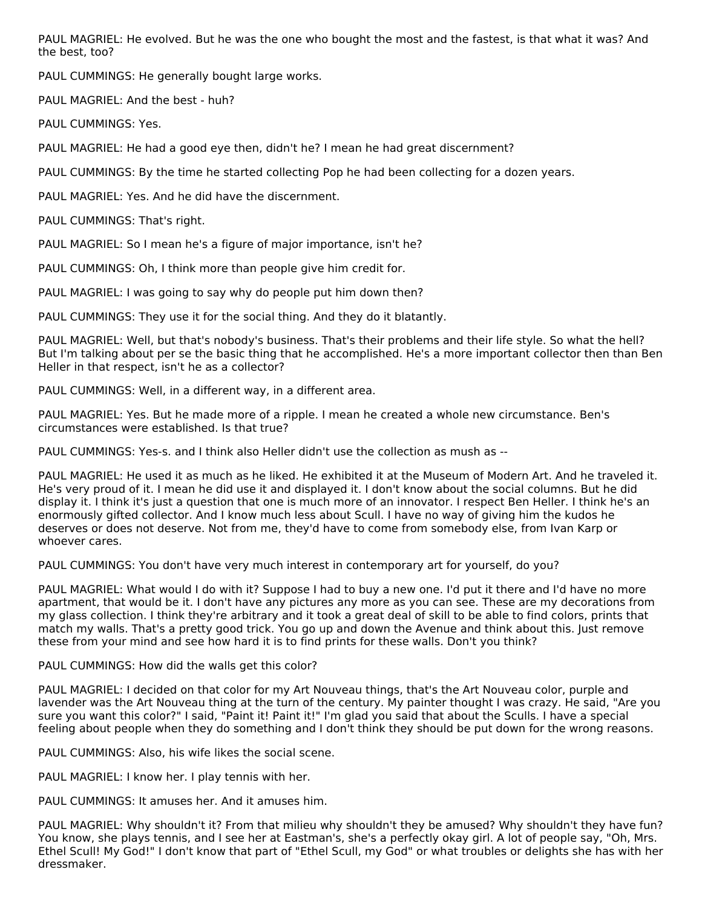PAUL MAGRIEL: He evolved. But he was the one who bought the most and the fastest, is that what it was? And the best, too?

PAUL CUMMINGS: He generally bought large works.

PAUL MAGRIEL: And the best - huh?

PAUL CUMMINGS: Yes.

PAUL MAGRIEL: He had a good eye then, didn't he? I mean he had great discernment?

PAUL CUMMINGS: By the time he started collecting Pop he had been collecting for a dozen years.

PAUL MAGRIEL: Yes. And he did have the discernment.

PAUL CUMMINGS: That's right.

PAUL MAGRIEL: So I mean he's a figure of major importance, isn't he?

PAUL CUMMINGS: Oh, I think more than people give him credit for.

PAUL MAGRIEL: I was going to say why do people put him down then?

PAUL CUMMINGS: They use it for the social thing. And they do it blatantly.

PAUL MAGRIEL: Well, but that's nobody's business. That's their problems and their life style. So what the hell? But I'm talking about per se the basic thing that he accomplished. He's a more important collector then than Ben Heller in that respect, isn't he as a collector?

PAUL CUMMINGS: Well, in a different way, in a different area.

PAUL MAGRIEL: Yes. But he made more of a ripple. I mean he created a whole new circumstance. Ben's circumstances were established. Is that true?

PAUL CUMMINGS: Yes-s. and I think also Heller didn't use the collection as mush as --

PAUL MAGRIEL: He used it as much as he liked. He exhibited it at the Museum of Modern Art. And he traveled it. He's very proud of it. I mean he did use it and displayed it. I don't know about the social columns. But he did display it. I think it's just a question that one is much more of an innovator. I respect Ben Heller. I think he's an enormously gifted collector. And I know much less about Scull. I have no way of giving him the kudos he deserves or does not deserve. Not from me, they'd have to come from somebody else, from Ivan Karp or whoever cares.

PAUL CUMMINGS: You don't have very much interest in contemporary art for yourself, do you?

PAUL MAGRIEL: What would I do with it? Suppose I had to buy a new one. I'd put it there and I'd have no more apartment, that would be it. I don't have any pictures any more as you can see. These are my decorations from my glass collection. I think they're arbitrary and it took a great deal of skill to be able to find colors, prints that match my walls. That's a pretty good trick. You go up and down the Avenue and think about this. Just remove these from your mind and see how hard it is to find prints for these walls. Don't you think?

PAUL CUMMINGS: How did the walls get this color?

PAUL MAGRIEL: I decided on that color for my Art Nouveau things, that's the Art Nouveau color, purple and lavender was the Art Nouveau thing at the turn of the century. My painter thought I was crazy. He said, "Are you sure you want this color?" I said, "Paint it! Paint it!" I'm glad you said that about the Sculls. I have a special feeling about people when they do something and I don't think they should be put down for the wrong reasons.

PAUL CUMMINGS: Also, his wife likes the social scene.

PAUL MAGRIEL: I know her. I play tennis with her.

PAUL CUMMINGS: It amuses her. And it amuses him.

PAUL MAGRIEL: Why shouldn't it? From that milieu why shouldn't they be amused? Why shouldn't they have fun? You know, she plays tennis, and I see her at Eastman's, she's a perfectly okay girl. A lot of people say, "Oh, Mrs. Ethel Scull! My God!" I don't know that part of "Ethel Scull, my God" or what troubles or delights she has with her dressmaker.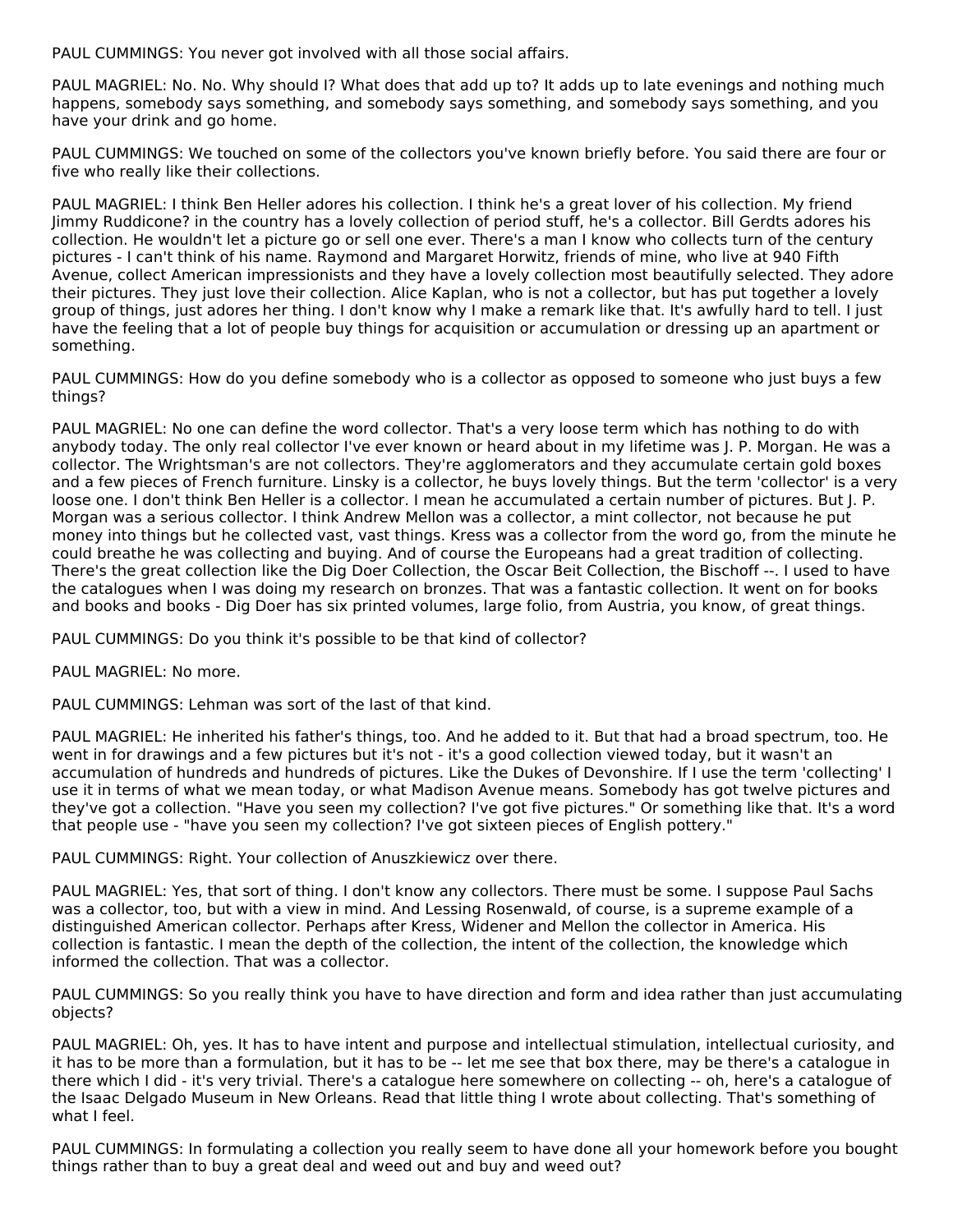PAUL CUMMINGS: You never got involved with all those social affairs.

PAUL MAGRIEL: No. No. Why should I? What does that add up to? It adds up to late evenings and nothing much happens, somebody says something, and somebody says something, and somebody says something, and you have your drink and go home.

PAUL CUMMINGS: We touched on some of the collectors you've known briefly before. You said there are four or five who really like their collections.

PAUL MAGRIEL: I think Ben Heller adores his collection. I think he's a great lover of his collection. My friend Jimmy Ruddicone? in the country has a lovely collection of period stuff, he's a collector. Bill Gerdts adores his collection. He wouldn't let a picture go or sell one ever. There's a man I know who collects turn of the century pictures - I can't think of his name. Raymond and Margaret Horwitz, friends of mine, who live at 940 Fifth Avenue, collect American impressionists and they have a lovely collection most beautifully selected. They adore their pictures. They just love their collection. Alice Kaplan, who is not a collector, but has put together a lovely group of things, just adores her thing. I don't know why I make a remark like that. It's awfully hard to tell. I just have the feeling that a lot of people buy things for acquisition or accumulation or dressing up an apartment or something.

PAUL CUMMINGS: How do you define somebody who is a collector as opposed to someone who just buys a few things?

PAUL MAGRIEL: No one can define the word collector. That's a very loose term which has nothing to do with anybody today. The only real collector I've ever known or heard about in my lifetime was J. P. Morgan. He was a collector. The Wrightsman's are not collectors. They're agglomerators and they accumulate certain gold boxes and a few pieces of French furniture. Linsky is a collector, he buys lovely things. But the term 'collector' is a very loose one. I don't think Ben Heller is a collector. I mean he accumulated a certain number of pictures. But J. P. Morgan was a serious collector. I think Andrew Mellon was a collector, a mint collector, not because he put money into things but he collected vast, vast things. Kress was a collector from the word go, from the minute he could breathe he was collecting and buying. And of course the Europeans had a great tradition of collecting. There's the great collection like the Dig Doer Collection, the Oscar Beit Collection, the Bischoff --. I used to have the catalogues when I was doing my research on bronzes. That was a fantastic collection. It went on for books and books and books - Dig Doer has six printed volumes, large folio, from Austria, you know, of great things.

PAUL CUMMINGS: Do you think it's possible to be that kind of collector?

PAUL MAGRIEL: No more.

PAUL CUMMINGS: Lehman was sort of the last of that kind.

PAUL MAGRIEL: He inherited his father's things, too. And he added to it. But that had a broad spectrum, too. He went in for drawings and a few pictures but it's not - it's a good collection viewed today, but it wasn't an accumulation of hundreds and hundreds of pictures. Like the Dukes of Devonshire. If I use the term 'collecting' I use it in terms of what we mean today, or what Madison Avenue means. Somebody has got twelve pictures and they've got a collection. "Have you seen my collection? I've got five pictures." Or something like that. It's a word that people use - "have you seen my collection? I've got sixteen pieces of English pottery."

PAUL CUMMINGS: Right. Your collection of Anuszkiewicz over there.

PAUL MAGRIEL: Yes, that sort of thing. I don't know any collectors. There must be some. I suppose Paul Sachs was a collector, too, but with a view in mind. And Lessing Rosenwald, of course, is a supreme example of a distinguished American collector. Perhaps after Kress, Widener and Mellon the collector in America. His collection is fantastic. I mean the depth of the collection, the intent of the collection, the knowledge which informed the collection. That was a collector.

PAUL CUMMINGS: So you really think you have to have direction and form and idea rather than just accumulating objects?

PAUL MAGRIEL: Oh, yes. It has to have intent and purpose and intellectual stimulation, intellectual curiosity, and it has to be more than a formulation, but it has to be -- let me see that box there, may be there's a catalogue in there which I did - it's very trivial. There's a catalogue here somewhere on collecting -- oh, here's a catalogue of the Isaac Delgado Museum in New Orleans. Read that little thing I wrote about collecting. That's something of what I feel.

PAUL CUMMINGS: In formulating a collection you really seem to have done all your homework before you bought things rather than to buy a great deal and weed out and buy and weed out?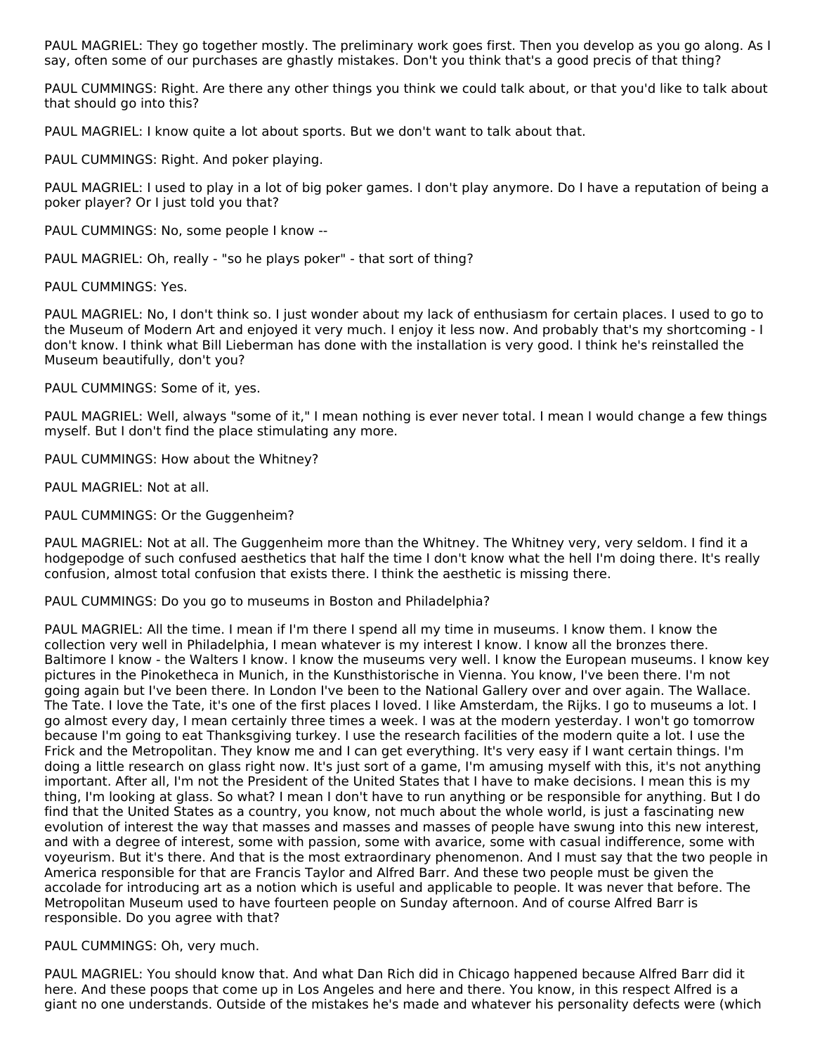PAUL MAGRIEL: They go together mostly. The preliminary work goes first. Then you develop as you go along. As I say, often some of our purchases are ghastly mistakes. Don't you think that's a good precis of that thing?

PAUL CUMMINGS: Right. Are there any other things you think we could talk about, or that you'd like to talk about that should go into this?

PAUL MAGRIEL: I know quite a lot about sports. But we don't want to talk about that.

PAUL CUMMINGS: Right. And poker playing.

PAUL MAGRIEL: I used to play in a lot of big poker games. I don't play anymore. Do I have a reputation of being a poker player? Or I just told you that?

PAUL CUMMINGS: No, some people I know --

PAUL MAGRIEL: Oh, really - "so he plays poker" - that sort of thing?

PAUL CUMMINGS: Yes.

PAUL MAGRIEL: No, I don't think so. I just wonder about my lack of enthusiasm for certain places. I used to go to the Museum of Modern Art and enjoyed it very much. I enjoy it less now. And probably that's my shortcoming - I don't know. I think what Bill Lieberman has done with the installation is very good. I think he's reinstalled the Museum beautifully, don't you?

PAUL CUMMINGS: Some of it, yes.

PAUL MAGRIEL: Well, always "some of it," I mean nothing is ever never total. I mean I would change a few things myself. But I don't find the place stimulating any more.

PAUL CUMMINGS: How about the Whitney?

PAUL MAGRIEL: Not at all.

PAUL CUMMINGS: Or the Guggenheim?

PAUL MAGRIEL: Not at all. The Guggenheim more than the Whitney. The Whitney very, very seldom. I find it a hodgepodge of such confused aesthetics that half the time I don't know what the hell I'm doing there. It's really confusion, almost total confusion that exists there. I think the aesthetic is missing there.

PAUL CUMMINGS: Do you go to museums in Boston and Philadelphia?

PAUL MAGRIEL: All the time. I mean if I'm there I spend all my time in museums. I know them. I know the collection very well in Philadelphia, I mean whatever is my interest I know. I know all the bronzes there. Baltimore I know - the Walters I know. I know the museums very well. I know the European museums. I know key pictures in the Pinoketheca in Munich, in the Kunsthistorische in Vienna. You know, I've been there. I'm not going again but I've been there. In London I've been to the National Gallery over and over again. The Wallace. The Tate. I love the Tate, it's one of the first places I loved. I like Amsterdam, the Rijks. I go to museums a lot. I go almost every day, I mean certainly three times a week. I was at the modern yesterday. I won't go tomorrow because I'm going to eat Thanksgiving turkey. I use the research facilities of the modern quite a lot. I use the Frick and the Metropolitan. They know me and I can get everything. It's very easy if I want certain things. I'm doing a little research on glass right now. It's just sort of a game, I'm amusing myself with this, it's not anything important. After all, I'm not the President of the United States that I have to make decisions. I mean this is my thing, I'm looking at glass. So what? I mean I don't have to run anything or be responsible for anything. But I do find that the United States as a country, you know, not much about the whole world, is just a fascinating new evolution of interest the way that masses and masses and masses of people have swung into this new interest, and with a degree of interest, some with passion, some with avarice, some with casual indifference, some with voyeurism. But it's there. And that is the most extraordinary phenomenon. And I must say that the two people in America responsible for that are Francis Taylor and Alfred Barr. And these two people must be given the accolade for introducing art as a notion which is useful and applicable to people. It was never that before. The Metropolitan Museum used to have fourteen people on Sunday afternoon. And of course Alfred Barr is responsible. Do you agree with that?

PAUL CUMMINGS: Oh, very much.

PAUL MAGRIEL: You should know that. And what Dan Rich did in Chicago happened because Alfred Barr did it here. And these poops that come up in Los Angeles and here and there. You know, in this respect Alfred is a giant no one understands. Outside of the mistakes he's made and whatever his personality defects were (which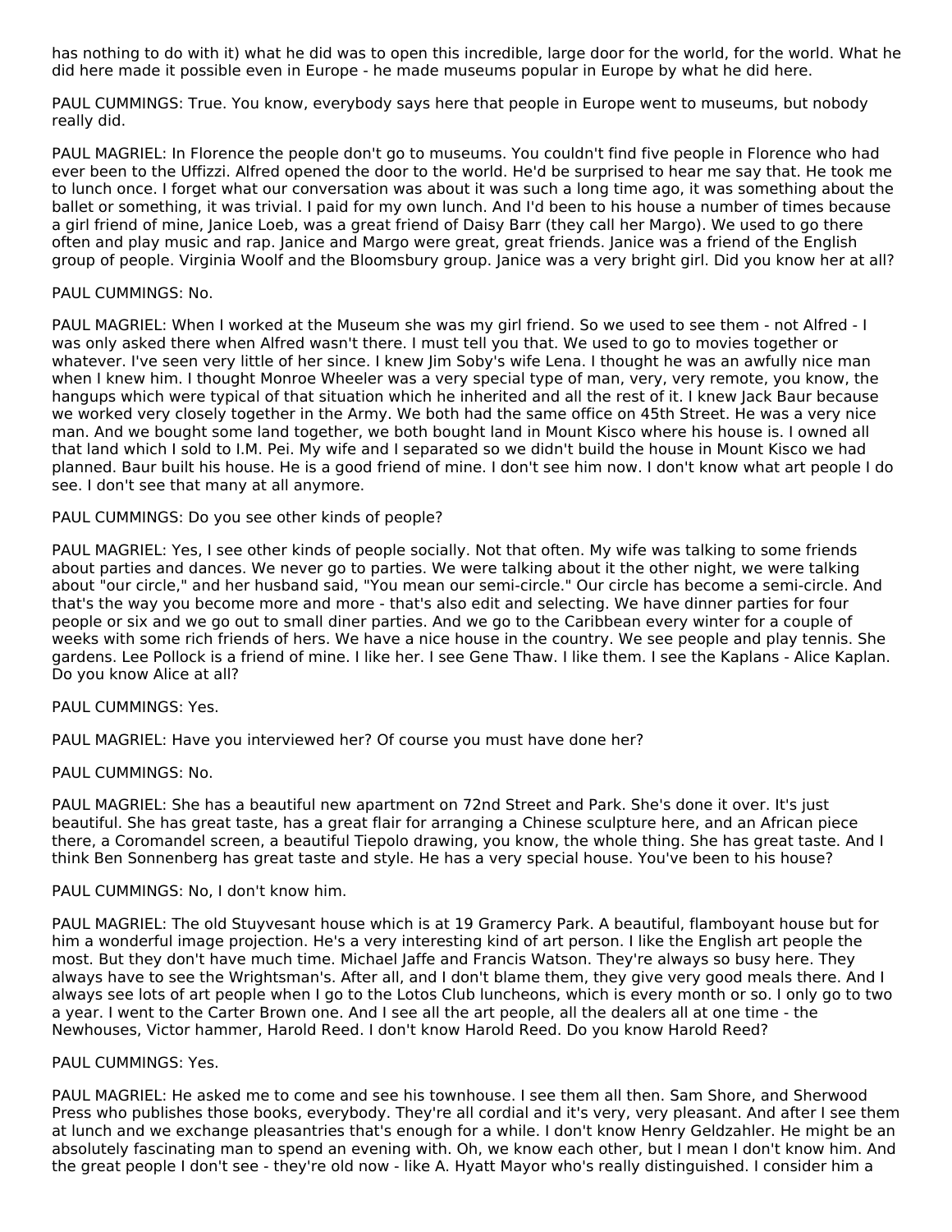has nothing to do with it) what he did was to open this incredible, large door for the world, for the world. What he did here made it possible even in Europe - he made museums popular in Europe by what he did here.

PAUL CUMMINGS: True. You know, everybody says here that people in Europe went to museums, but nobody really did.

PAUL MAGRIEL: In Florence the people don't go to museums. You couldn't find five people in Florence who had ever been to the Uffizzi. Alfred opened the door to the world. He'd be surprised to hear me say that. He took me to lunch once. I forget what our conversation was about it was such a long time ago, it was something about the ballet or something, it was trivial. I paid for my own lunch. And I'd been to his house a number of times because a girl friend of mine, Janice Loeb, was a great friend of Daisy Barr (they call her Margo). We used to go there often and play music and rap. Janice and Margo were great, great friends. Janice was a friend of the English group of people. Virginia Woolf and the Bloomsbury group. Janice was a very bright girl. Did you know her at all?

PAUL CUMMINGS: No.

PAUL MAGRIEL: When I worked at the Museum she was my girl friend. So we used to see them - not Alfred - I was only asked there when Alfred wasn't there. I must tell you that. We used to go to movies together or whatever. I've seen very little of her since. I knew Jim Soby's wife Lena. I thought he was an awfully nice man when I knew him. I thought Monroe Wheeler was a very special type of man, very, very remote, you know, the hangups which were typical of that situation which he inherited and all the rest of it. I knew Jack Baur because we worked very closely together in the Army. We both had the same office on 45th Street. He was a very nice man. And we bought some land together, we both bought land in Mount Kisco where his house is. I owned all that land which I sold to I.M. Pei. My wife and I separated so we didn't build the house in Mount Kisco we had planned. Baur built his house. He is a good friend of mine. I don't see him now. I don't know what art people I do see. I don't see that many at all anymore.

PAUL CUMMINGS: Do you see other kinds of people?

PAUL MAGRIEL: Yes, I see other kinds of people socially. Not that often. My wife was talking to some friends about parties and dances. We never go to parties. We were talking about it the other night, we were talking about "our circle," and her husband said, "You mean our semi-circle." Our circle has become a semi-circle. And that's the way you become more and more - that's also edit and selecting. We have dinner parties for four people or six and we go out to small diner parties. And we go to the Caribbean every winter for a couple of weeks with some rich friends of hers. We have a nice house in the country. We see people and play tennis. She gardens. Lee Pollock is a friend of mine. I like her. I see Gene Thaw. I like them. I see the Kaplans - Alice Kaplan. Do you know Alice at all?

PAUL CUMMINGS: Yes.

PAUL MAGRIEL: Have you interviewed her? Of course you must have done her?

PAUL CUMMINGS: No.

PAUL MAGRIEL: She has a beautiful new apartment on 72nd Street and Park. She's done it over. It's just beautiful. She has great taste, has a great flair for arranging a Chinese sculpture here, and an African piece there, a Coromandel screen, a beautiful Tiepolo drawing, you know, the whole thing. She has great taste. And I think Ben Sonnenberg has great taste and style. He has a very special house. You've been to his house?

PAUL CUMMINGS: No, I don't know him.

PAUL MAGRIEL: The old Stuyvesant house which is at 19 Gramercy Park. A beautiful, flamboyant house but for him a wonderful image projection. He's a very interesting kind of art person. I like the English art people the most. But they don't have much time. Michael Jaffe and Francis Watson. They're always so busy here. They always have to see the Wrightsman's. After all, and I don't blame them, they give very good meals there. And I always see lots of art people when I go to the Lotos Club luncheons, which is every month or so. I only go to two a year. I went to the Carter Brown one. And I see all the art people, all the dealers all at one time - the Newhouses, Victor hammer, Harold Reed. I don't know Harold Reed. Do you know Harold Reed?

PAUL CUMMINGS: Yes.

PAUL MAGRIEL: He asked me to come and see his townhouse. I see them all then. Sam Shore, and Sherwood Press who publishes those books, everybody. They're all cordial and it's very, very pleasant. And after I see them at lunch and we exchange pleasantries that's enough for a while. I don't know Henry Geldzahler. He might be an absolutely fascinating man to spend an evening with. Oh, we know each other, but I mean I don't know him. And the great people I don't see - they're old now - like A. Hyatt Mayor who's really distinguished. I consider him a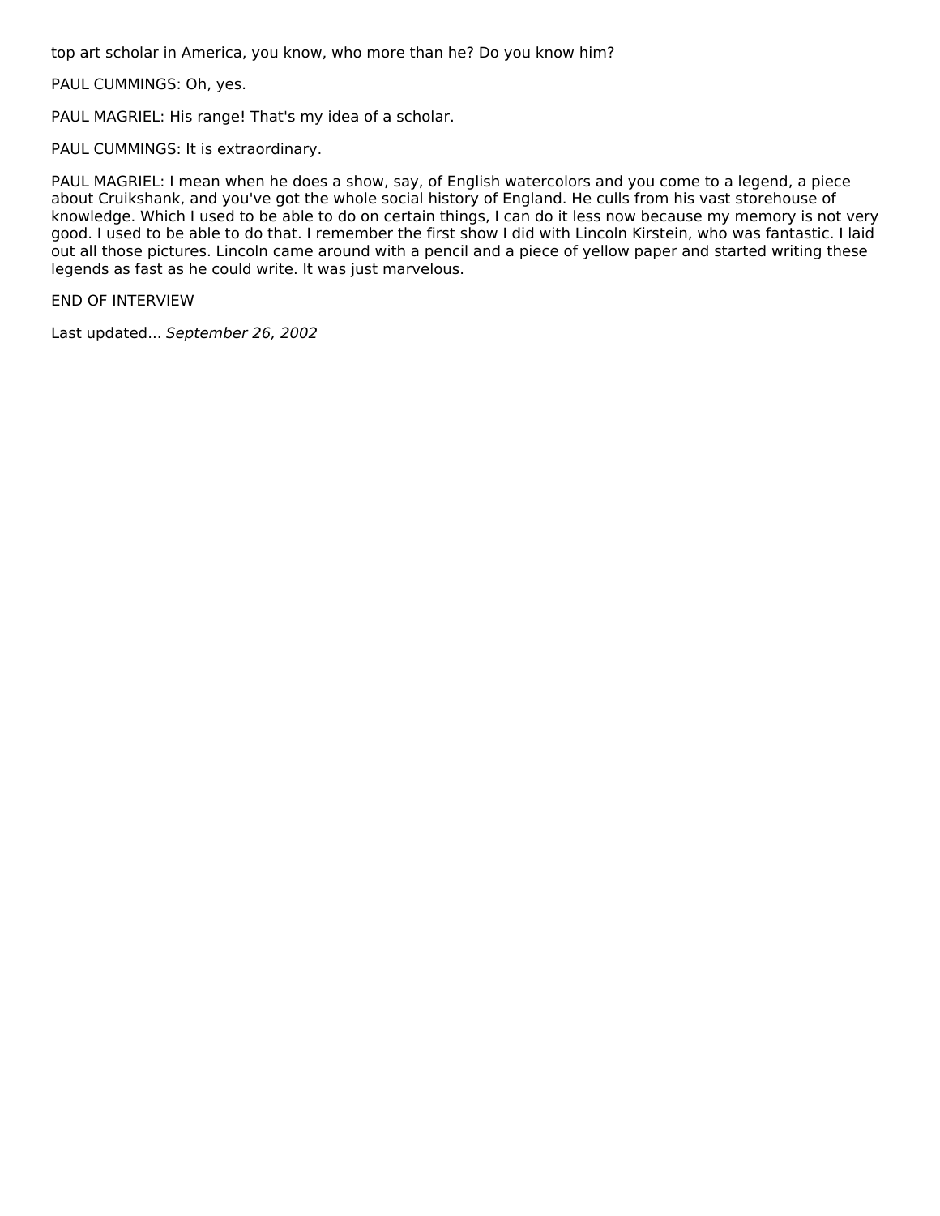top art scholar in America, you know, who more than he? Do you know him?

PAUL CUMMINGS: Oh, yes.

PAUL MAGRIEL: His range! That's my idea of a scholar.

PAUL CUMMINGS: It is extraordinary.

PAUL MAGRIEL: I mean when he does a show, say, of English watercolors and you come to a legend, a piece about Cruikshank, and you've got the whole social history of England. He culls from his vast storehouse of knowledge. Which I used to be able to do on certain things, I can do it less now because my memory is not very good. I used to be able to do that. I remember the first show I did with Lincoln Kirstein, who was fantastic. I laid out all those pictures. Lincoln came around with a pencil and a piece of yellow paper and started writing these legends as fast as he could write. It was just marvelous.

END OF INTERVIEW

Last updated... *September 26, 2002*